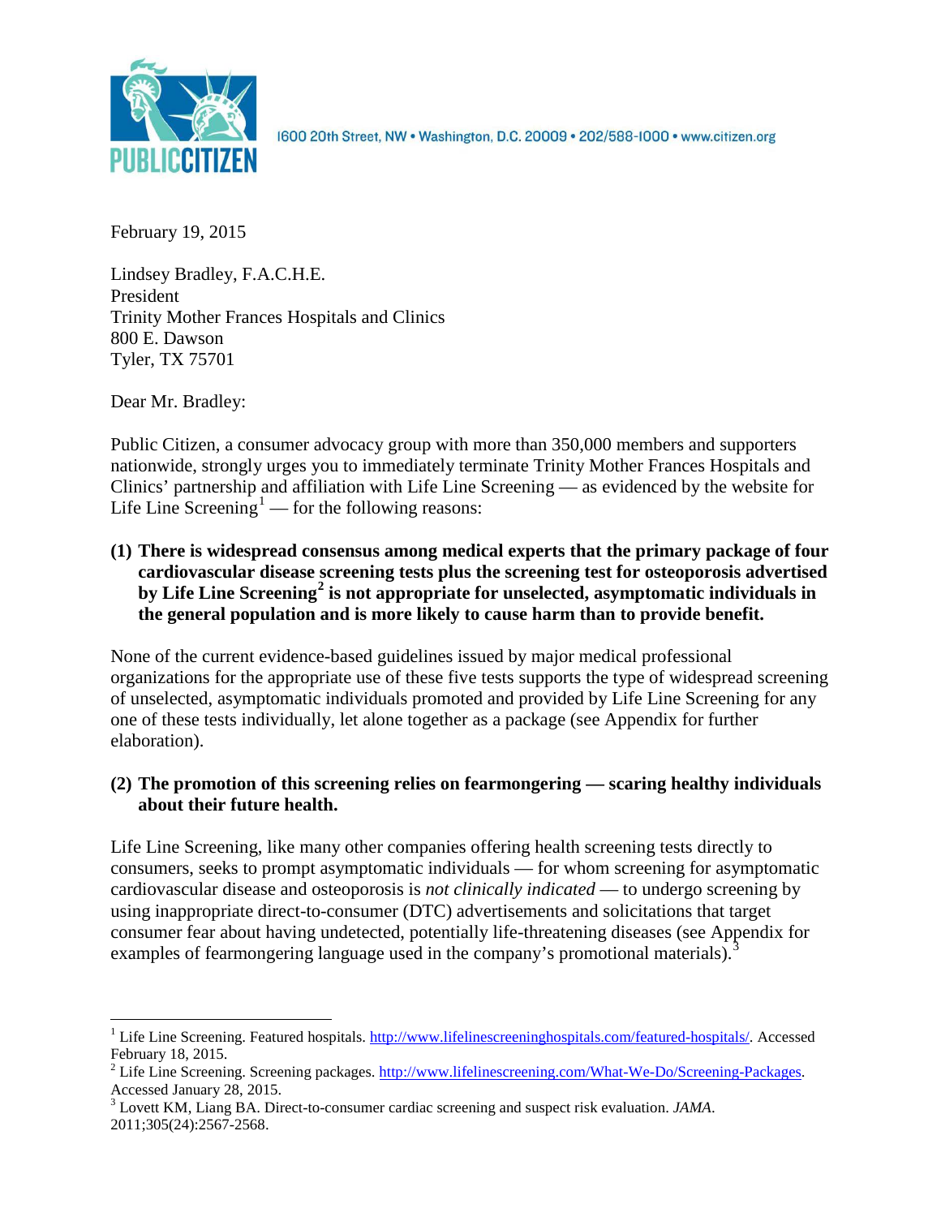1600 20th Street, NW • Washington, D.C. 20009 • 202/588-1000 • www.citizen.org

February 19, 2015

Lindsey Bradley, F.A.C.H.E.
President
Trinity Mother Frances Hospitals and Clinics
800 E. Dawson
Tyler, TX 75701

Dear Mr. Bradley:

Public Citizen, a consumer advocacy group with more than 350,000 members and supporters nationwide, strongly urges you to immediately terminate Trinity Mother Frances Hospitals and Clinics' partnership and affiliation with Life Line Screening — as evidenced by the website for Life Line Screening[1] — for the following reasons:

**(1) There is widespread consensus among medical experts that the primary package of four cardiovascular disease screening tests plus the screening test for osteoporosis advertised by Life Line Screening[2] is not appropriate for unselected, asymptomatic individuals in the general population and is more likely to cause harm than to provide benefit.**

None of the current evidence-based guidelines issued by major medical professional organizations for the appropriate use of these five tests supports the type of widespread screening of unselected, asymptomatic individuals promoted and provided by Life Line Screening for any one of these tests individually, let alone together as a package (see Appendix for further elaboration).

**(2) The promotion of this screening relies on fearmongering — scaring healthy individuals about their future health.**

Life Line Screening, like many other companies offering health screening tests directly to consumers, seeks to prompt asymptomatic individuals — for whom screening for asymptomatic cardiovascular disease and osteoporosis is *not clinically indicated* — to undergo screening by using inappropriate direct-to-consumer (DTC) advertisements and solicitations that target consumer fear about having undetected, potentially life-threatening diseases (see Appendix for examples of fearmongering language used in the company's promotional materials).[3]

---

[1] Life Line Screening. Featured hospitals. http://www.lifelinescreeninghospitals.com/featured-hospitals/. Accessed February 18, 2015.

[2] Life Line Screening. Screening packages. http://www.lifelinescreening.com/What-We-Do/Screening-Packages. Accessed January 28, 2015.

[3] Lovett KM, Liang BA. Direct-to-consumer cardiac screening and suspect risk evaluation. *JAMA*. 2011;305(24):2567-2568.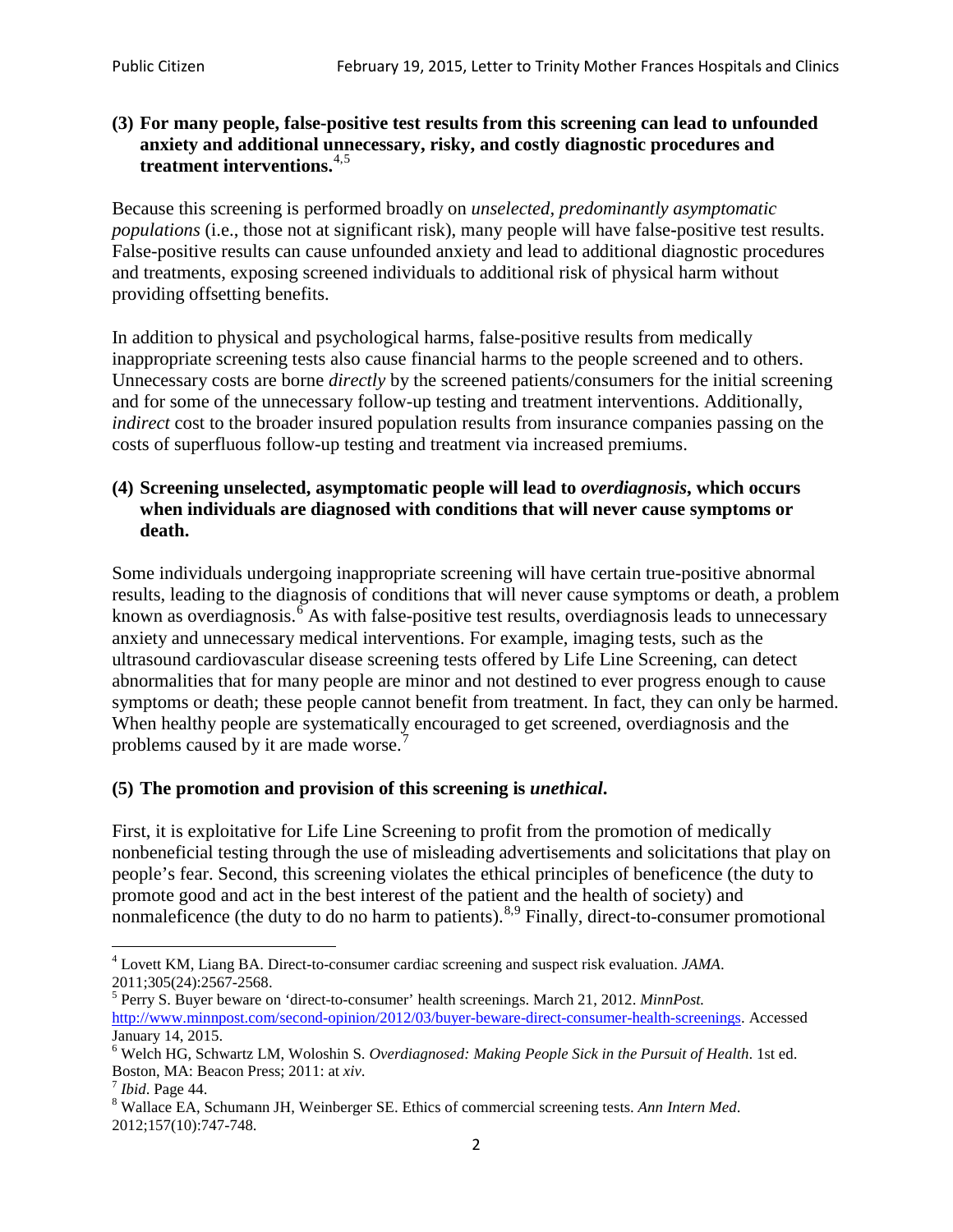**(3) For many people, false-positive test results from this screening can lead to unfounded anxiety and additional unnecessary, risky, and costly diagnostic procedures and treatment interventions.**[4,5]

Because this screening is performed broadly on *unselected, predominantly asymptomatic populations* (i.e., those not at significant risk), many people will have false-positive test results. False-positive results can cause unfounded anxiety and lead to additional diagnostic procedures and treatments, exposing screened individuals to additional risk of physical harm without providing offsetting benefits.

In addition to physical and psychological harms, false-positive results from medically inappropriate screening tests also cause financial harms to the people screened and to others. Unnecessary costs are borne *directly* by the screened patients/consumers for the initial screening and for some of the unnecessary follow-up testing and treatment interventions. Additionally, *indirect* cost to the broader insured population results from insurance companies passing on the costs of superfluous follow-up testing and treatment via increased premiums.

**(4) Screening unselected, asymptomatic people will lead to *overdiagnosis*, which occurs when individuals are diagnosed with conditions that will never cause symptoms or death.**

Some individuals undergoing inappropriate screening will have certain true-positive abnormal results, leading to the diagnosis of conditions that will never cause symptoms or death, a problem known as overdiagnosis.[6] As with false-positive test results, overdiagnosis leads to unnecessary anxiety and unnecessary medical interventions. For example, imaging tests, such as the ultrasound cardiovascular disease screening tests offered by Life Line Screening, can detect abnormalities that for many people are minor and not destined to ever progress enough to cause symptoms or death; these people cannot benefit from treatment. In fact, they can only be harmed. When healthy people are systematically encouraged to get screened, overdiagnosis and the problems caused by it are made worse.[7]

**(5) The promotion and provision of this screening is *unethical*.**

First, it is exploitative for Life Line Screening to profit from the promotion of medically nonbeneficial testing through the use of misleading advertisements and solicitations that play on people's fear. Second, this screening violates the ethical principles of beneficence (the duty to promote good and act in the best interest of the patient and the health of society) and nonmaleficence (the duty to do no harm to patients).[8,9] Finally, direct-to-consumer promotional

---

[4] Lovett KM, Liang BA. Direct-to-consumer cardiac screening and suspect risk evaluation. *JAMA*. 2011;305(24):2567-2568.

[5] Perry S. Buyer beware on 'direct-to-consumer' health screenings. March 21, 2012. *MinnPost.* http://www.minnpost.com/second-opinion/2012/03/buyer-beware-direct-consumer-health-screenings. Accessed January 14, 2015.

[6] Welch HG, Schwartz LM, Woloshin S. *Overdiagnosed: Making People Sick in the Pursuit of Health*. 1st ed. Boston, MA: Beacon Press; 2011: at *xiv*.

[7] *Ibid*. Page 44.

[8] Wallace EA, Schumann JH, Weinberger SE. Ethics of commercial screening tests. *Ann Intern Med*. 2012;157(10):747-748.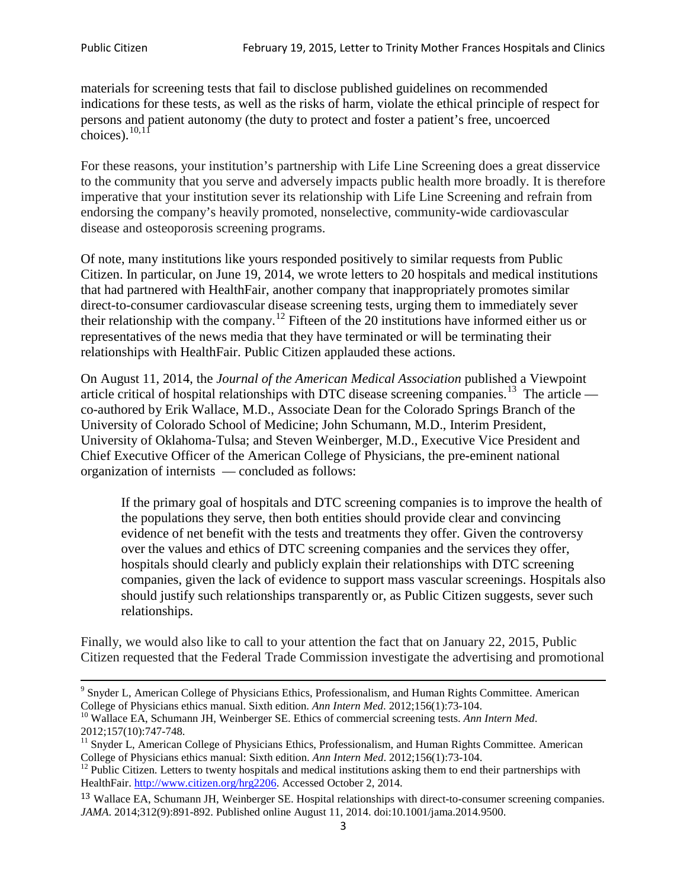materials for screening tests that fail to disclose published guidelines on recommended indications for these tests, as well as the risks of harm, violate the ethical principle of respect for persons and patient autonomy (the duty to protect and foster a patient's free, uncoerced choices).[10,11]

For these reasons, your institution's partnership with Life Line Screening does a great disservice to the community that you serve and adversely impacts public health more broadly. It is therefore imperative that your institution sever its relationship with Life Line Screening and refrain from endorsing the company's heavily promoted, nonselective, community-wide cardiovascular disease and osteoporosis screening programs.

Of note, many institutions like yours responded positively to similar requests from Public Citizen. In particular, on June 19, 2014, we wrote letters to 20 hospitals and medical institutions that had partnered with HealthFair, another company that inappropriately promotes similar direct-to-consumer cardiovascular disease screening tests, urging them to immediately sever their relationship with the company.[12] Fifteen of the 20 institutions have informed either us or representatives of the news media that they have terminated or will be terminating their relationships with HealthFair. Public Citizen applauded these actions.

On August 11, 2014, the *Journal of the American Medical Association* published a Viewpoint article critical of hospital relationships with DTC disease screening companies.[13] The article — co-authored by Erik Wallace, M.D., Associate Dean for the Colorado Springs Branch of the University of Colorado School of Medicine; John Schumann, M.D., Interim President, University of Oklahoma-Tulsa; and Steven Weinberger, M.D., Executive Vice President and Chief Executive Officer of the American College of Physicians, the pre-eminent national organization of internists — concluded as follows:

> If the primary goal of hospitals and DTC screening companies is to improve the health of the populations they serve, then both entities should provide clear and convincing evidence of net benefit with the tests and treatments they offer. Given the controversy over the values and ethics of DTC screening companies and the services they offer, hospitals should clearly and publicly explain their relationships with DTC screening companies, given the lack of evidence to support mass vascular screenings. Hospitals also should justify such relationships transparently or, as Public Citizen suggests, sever such relationships.

Finally, we would also like to call to your attention the fact that on January 22, 2015, Public Citizen requested that the Federal Trade Commission investigate the advertising and promotional

---

[9] Snyder L, American College of Physicians Ethics, Professionalism, and Human Rights Committee. American College of Physicians ethics manual. Sixth edition. *Ann Intern Med*. 2012;156(1):73-104.

[10] Wallace EA, Schumann JH, Weinberger SE. Ethics of commercial screening tests. *Ann Intern Med*. 2012;157(10):747-748.

[11] Snyder L, American College of Physicians Ethics, Professionalism, and Human Rights Committee. American College of Physicians ethics manual: Sixth edition. *Ann Intern Med*. 2012;156(1):73-104.

[12] Public Citizen. Letters to twenty hospitals and medical institutions asking them to end their partnerships with HealthFair. http://www.citizen.org/hrg2206. Accessed October 2, 2014.

[13] Wallace EA, Schumann JH, Weinberger SE. Hospital relationships with direct-to-consumer screening companies. *JAMA*. 2014;312(9):891-892. Published online August 11, 2014. doi:10.1001/jama.2014.9500.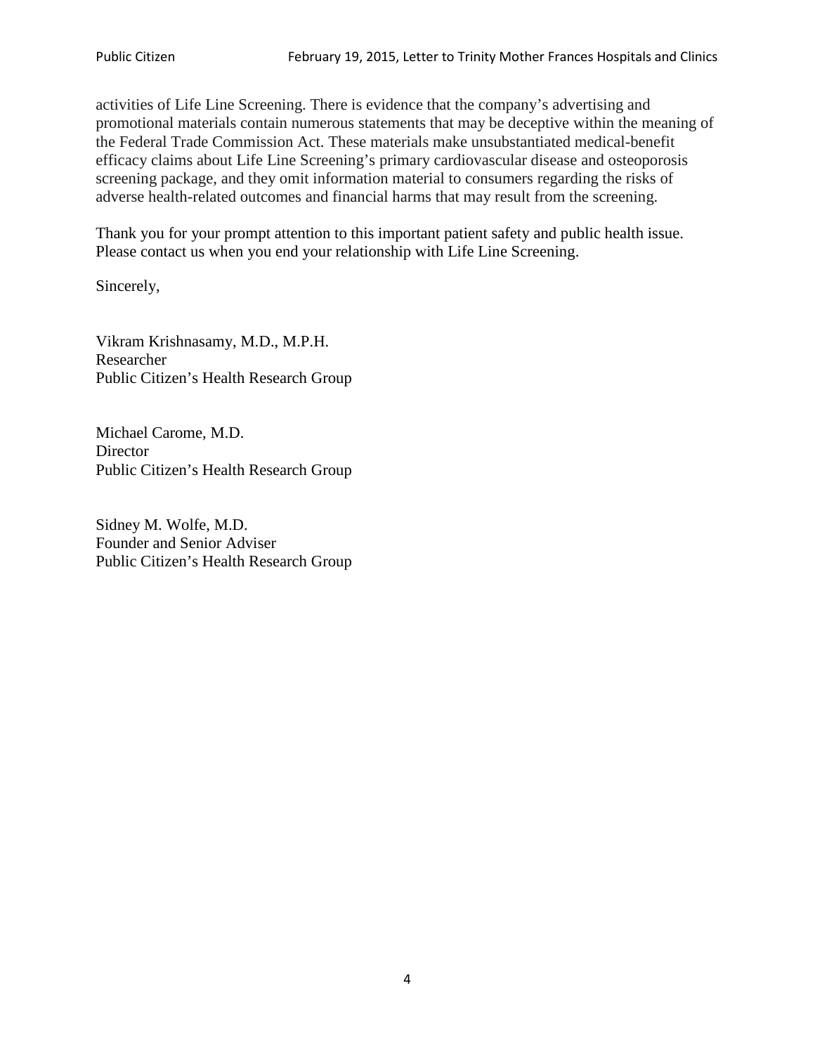activities of Life Line Screening. There is evidence that the company's advertising and promotional materials contain numerous statements that may be deceptive within the meaning of the Federal Trade Commission Act. These materials make unsubstantiated medical-benefit efficacy claims about Life Line Screening's primary cardiovascular disease and osteoporosis screening package, and they omit information material to consumers regarding the risks of adverse health-related outcomes and financial harms that may result from the screening.

Thank you for your prompt attention to this important patient safety and public health issue. Please contact us when you end your relationship with Life Line Screening.

Sincerely,

Vikram Krishnasamy, M.D., M.P.H.
Researcher
Public Citizen's Health Research Group

Michael Carome, M.D.
Director
Public Citizen's Health Research Group

Sidney M. Wolfe, M.D.
Founder and Senior Adviser
Public Citizen's Health Research Group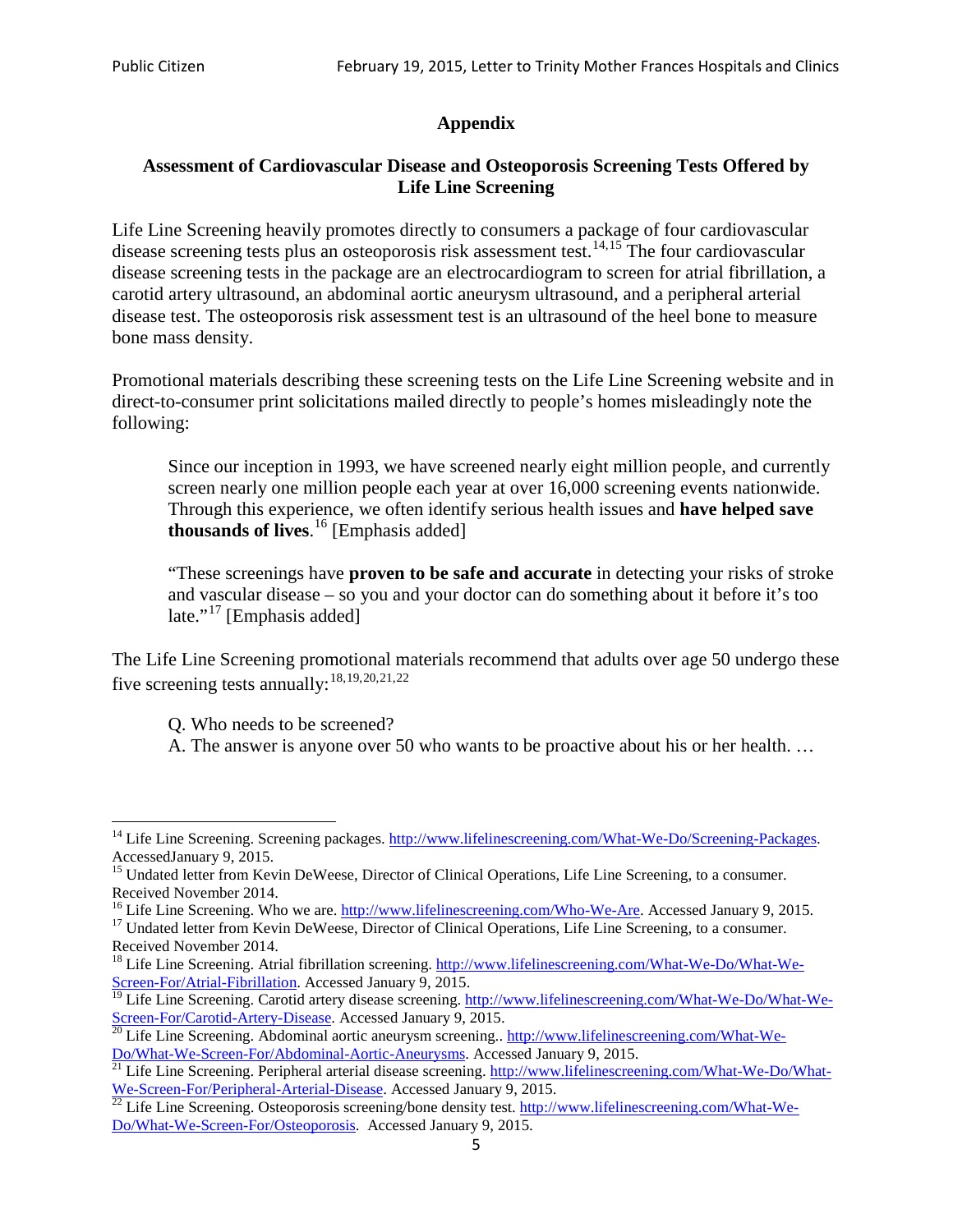## Appendix

### Assessment of Cardiovascular Disease and Osteoporosis Screening Tests Offered by Life Line Screening

Life Line Screening heavily promotes directly to consumers a package of four cardiovascular disease screening tests plus an osteoporosis risk assessment test.[14,15] The four cardiovascular disease screening tests in the package are an electrocardiogram to screen for atrial fibrillation, a carotid artery ultrasound, an abdominal aortic aneurysm ultrasound, and a peripheral arterial disease test. The osteoporosis risk assessment test is an ultrasound of the heel bone to measure bone mass density.

Promotional materials describing these screening tests on the Life Line Screening website and in direct-to-consumer print solicitations mailed directly to people's homes misleadingly note the following:

> Since our inception in 1993, we have screened nearly eight million people, and currently screen nearly one million people each year at over 16,000 screening events nationwide. Through this experience, we often identify serious health issues and **have helped save thousands of lives**.[16] [Emphasis added]
>
> "These screenings have **proven to be safe and accurate** in detecting your risks of stroke and vascular disease – so you and your doctor can do something about it before it's too late."[17] [Emphasis added]

The Life Line Screening promotional materials recommend that adults over age 50 undergo these five screening tests annually:[18,19,20,21,22]

> Q. Who needs to be screened?
> A. The answer is anyone over 50 who wants to be proactive about his or her health. …

---

[14] Life Line Screening. Screening packages. http://www.lifelinescreening.com/What-We-Do/Screening-Packages. AccessedJanuary 9, 2015.

[15] Undated letter from Kevin DeWeese, Director of Clinical Operations, Life Line Screening, to a consumer. Received November 2014.

[16] Life Line Screening. Who we are. http://www.lifelinescreening.com/Who-We-Are. Accessed January 9, 2015.

[17] Undated letter from Kevin DeWeese, Director of Clinical Operations, Life Line Screening, to a consumer. Received November 2014.

[18] Life Line Screening. Atrial fibrillation screening. http://www.lifelinescreening.com/What-We-Do/What-We-Screen-For/Atrial-Fibrillation. Accessed January 9, 2015.

[19] Life Line Screening. Carotid artery disease screening. http://www.lifelinescreening.com/What-We-Do/What-We-Screen-For/Carotid-Artery-Disease. Accessed January 9, 2015.

[20] Life Line Screening. Abdominal aortic aneurysm screening.. http://www.lifelinescreening.com/What-We-Do/What-We-Screen-For/Abdominal-Aortic-Aneurysms. Accessed January 9, 2015.

[21] Life Line Screening. Peripheral arterial disease screening. http://www.lifelinescreening.com/What-We-Do/What-We-Screen-For/Peripheral-Arterial-Disease. Accessed January 9, 2015.

[22] Life Line Screening. Osteoporosis screening/bone density test. http://www.lifelinescreening.com/What-We-Do/What-We-Screen-For/Osteoporosis. Accessed January 9, 2015.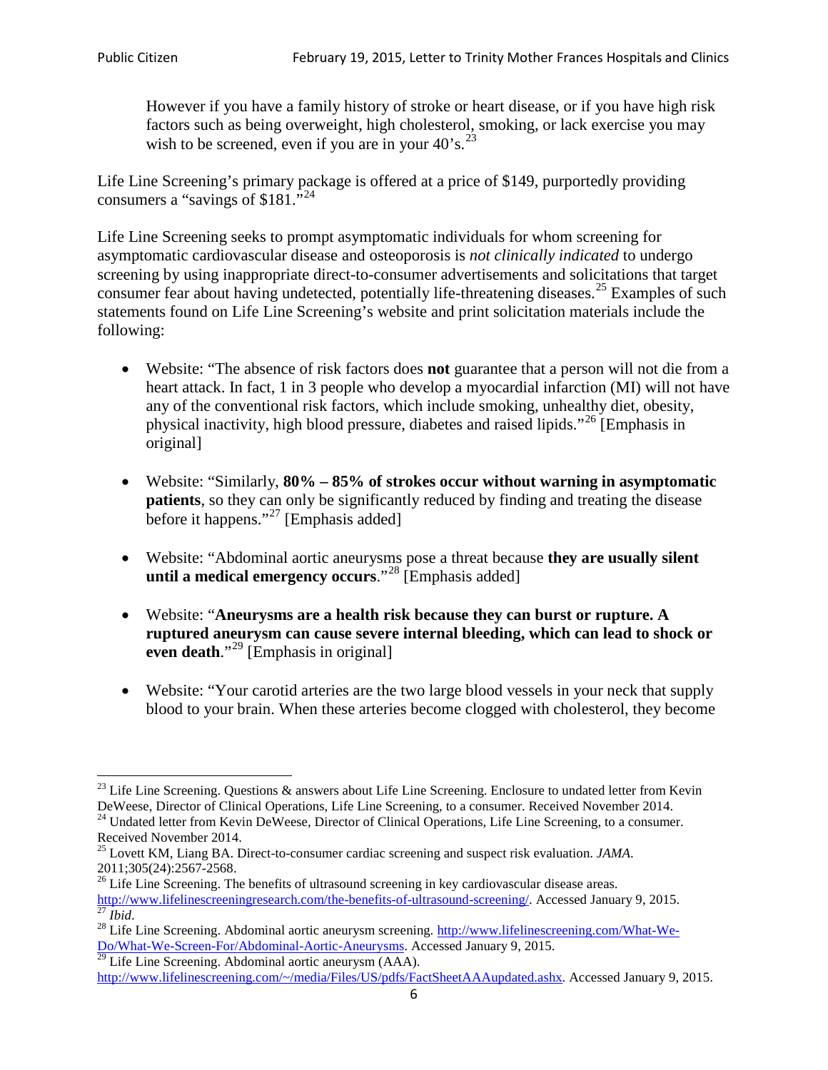> However if you have a family history of stroke or heart disease, or if you have high risk factors such as being overweight, high cholesterol, smoking, or lack exercise you may wish to be screened, even if you are in your 40's.[23]

Life Line Screening's primary package is offered at a price of $149, purportedly providing consumers a "savings of $181."[24]

Life Line Screening seeks to prompt asymptomatic individuals for whom screening for asymptomatic cardiovascular disease and osteoporosis is *not clinically indicated* to undergo screening by using inappropriate direct-to-consumer advertisements and solicitations that target consumer fear about having undetected, potentially life-threatening diseases.[25] Examples of such statements found on Life Line Screening's website and print solicitation materials include the following:

- Website: "The absence of risk factors does **not** guarantee that a person will not die from a heart attack. In fact, 1 in 3 people who develop a myocardial infarction (MI) will not have any of the conventional risk factors, which include smoking, unhealthy diet, obesity, physical inactivity, high blood pressure, diabetes and raised lipids."[26] [Emphasis in original]

- Website: "Similarly, **80% – 85% of strokes occur without warning in asymptomatic patients**, so they can only be significantly reduced by finding and treating the disease before it happens."[27] [Emphasis added]

- Website: "Abdominal aortic aneurysms pose a threat because **they are usually silent until a medical emergency occurs**."[28] [Emphasis added]

- Website: "**Aneurysms are a health risk because they can burst or rupture. A ruptured aneurysm can cause severe internal bleeding, which can lead to shock or even death**."[29] [Emphasis in original]

- Website: "Your carotid arteries are the two large blood vessels in your neck that supply blood to your brain. When these arteries become clogged with cholesterol, they become

---

[23] Life Line Screening. Questions & answers about Life Line Screening. Enclosure to undated letter from Kevin DeWeese, Director of Clinical Operations, Life Line Screening, to a consumer. Received November 2014.

[24] Undated letter from Kevin DeWeese, Director of Clinical Operations, Life Line Screening, to a consumer. Received November 2014.

[25] Lovett KM, Liang BA. Direct-to-consumer cardiac screening and suspect risk evaluation. *JAMA*. 2011;305(24):2567-2568.

[26] Life Line Screening. The benefits of ultrasound screening in key cardiovascular disease areas. http://www.lifelinescreeningresearch.com/the-benefits-of-ultrasound-screening/. Accessed January 9, 2015.

[27] *Ibid*.

[28] Life Line Screening. Abdominal aortic aneurysm screening. http://www.lifelinescreening.com/What-We-Do/What-We-Screen-For/Abdominal-Aortic-Aneurysms. Accessed January 9, 2015.

[29] Life Line Screening. Abdominal aortic aneurysm (AAA). http://www.lifelinescreening.com/~/media/Files/US/pdfs/FactSheetAAAupdated.ashx. Accessed January 9, 2015.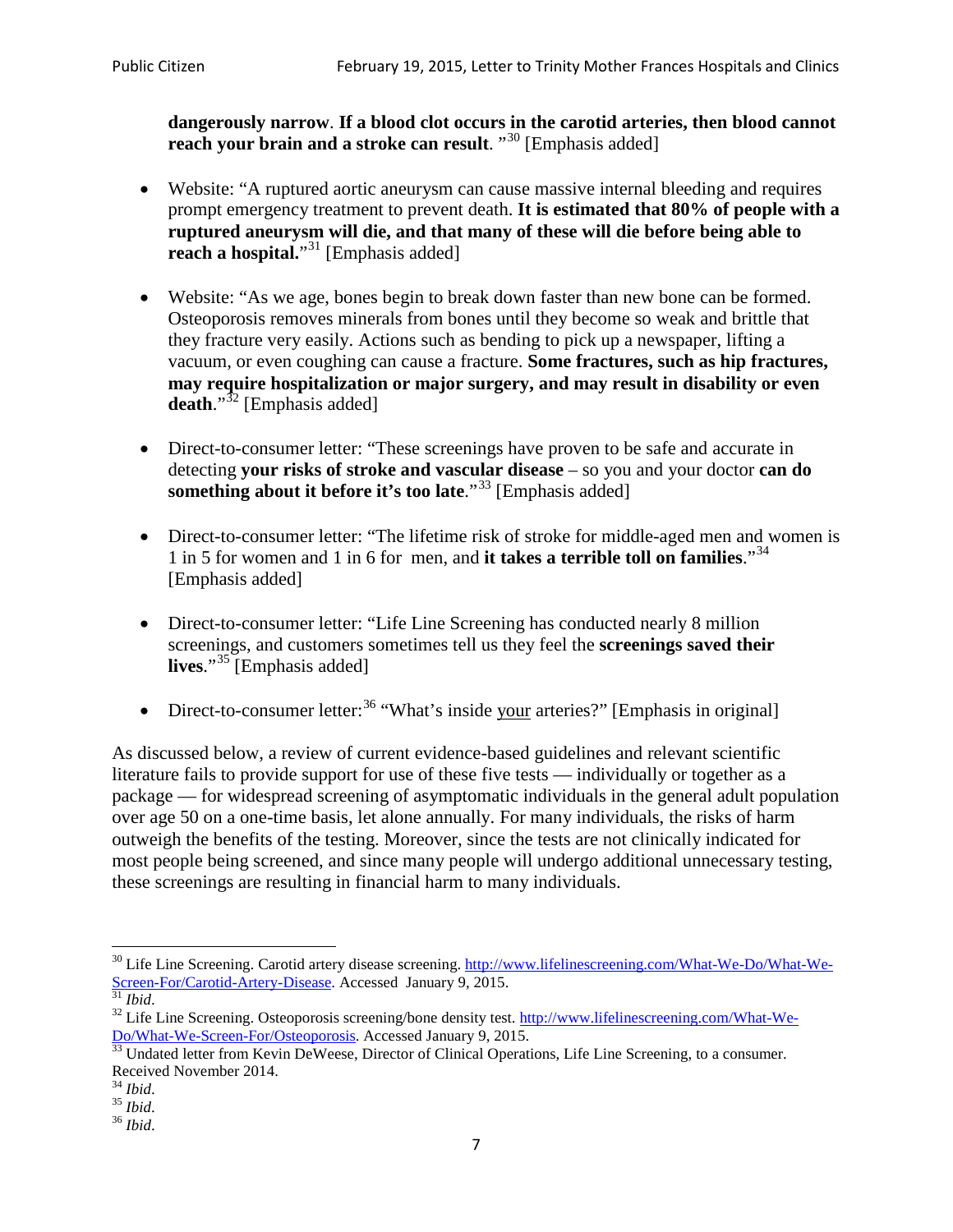**dangerously narrow**. **If a blood clot occurs in the carotid arteries, then blood cannot reach your brain and a stroke can result**. "[30] [Emphasis added]

- Website: "A ruptured aortic aneurysm can cause massive internal bleeding and requires prompt emergency treatment to prevent death. **It is estimated that 80% of people with a ruptured aneurysm will die, and that many of these will die before being able to reach a hospital.**"[31] [Emphasis added]

- Website: "As we age, bones begin to break down faster than new bone can be formed. Osteoporosis removes minerals from bones until they become so weak and brittle that they fracture very easily. Actions such as bending to pick up a newspaper, lifting a vacuum, or even coughing can cause a fracture. **Some fractures, such as hip fractures, may require hospitalization or major surgery, and may result in disability or even death**."[32] [Emphasis added]

- Direct-to-consumer letter: "These screenings have proven to be safe and accurate in detecting **your risks of stroke and vascular disease** – so you and your doctor **can do something about it before it's too late**."[33] [Emphasis added]

- Direct-to-consumer letter: "The lifetime risk of stroke for middle-aged men and women is 1 in 5 for women and 1 in 6 for men, and **it takes a terrible toll on families**."[34] [Emphasis added]

- Direct-to-consumer letter: "Life Line Screening has conducted nearly 8 million screenings, and customers sometimes tell us they feel the **screenings saved their lives**."[35] [Emphasis added]

- Direct-to-consumer letter:[36] "What's inside <u>your</u> arteries?" [Emphasis in original]

As discussed below, a review of current evidence-based guidelines and relevant scientific literature fails to provide support for use of these five tests — individually or together as a package — for widespread screening of asymptomatic individuals in the general adult population over age 50 on a one-time basis, let alone annually. For many individuals, the risks of harm outweigh the benefits of the testing. Moreover, since the tests are not clinically indicated for most people being screened, and since many people will undergo additional unnecessary testing, these screenings are resulting in financial harm to many individuals.

---

[30] Life Line Screening. Carotid artery disease screening. http://www.lifelinescreening.com/What-We-Do/What-We-Screen-For/Carotid-Artery-Disease. Accessed January 9, 2015.

[31] *Ibid*.

[32] Life Line Screening. Osteoporosis screening/bone density test. http://www.lifelinescreening.com/What-We-Do/What-We-Screen-For/Osteoporosis. Accessed January 9, 2015.

[33] Undated letter from Kevin DeWeese, Director of Clinical Operations, Life Line Screening, to a consumer. Received November 2014.

[34] *Ibid*.

[35] *Ibid*.

[36] *Ibid*.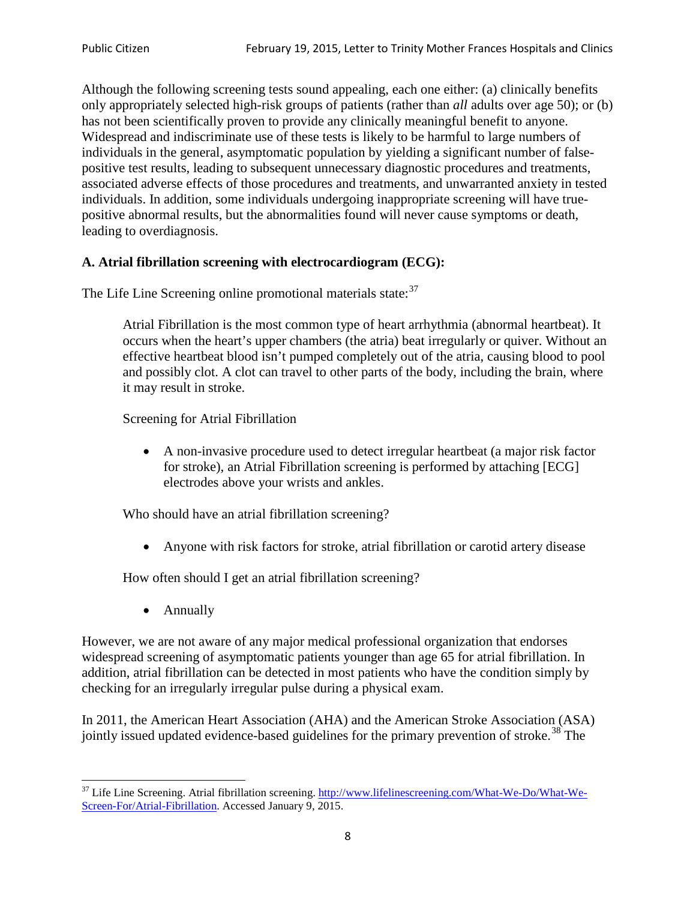Although the following screening tests sound appealing, each one either: (a) clinically benefits only appropriately selected high-risk groups of patients (rather than *all* adults over age 50); or (b) has not been scientifically proven to provide any clinically meaningful benefit to anyone. Widespread and indiscriminate use of these tests is likely to be harmful to large numbers of individuals in the general, asymptomatic population by yielding a significant number of false-positive test results, leading to subsequent unnecessary diagnostic procedures and treatments, associated adverse effects of those procedures and treatments, and unwarranted anxiety in tested individuals. In addition, some individuals undergoing inappropriate screening will have true-positive abnormal results, but the abnormalities found will never cause symptoms or death, leading to overdiagnosis.

**A. Atrial fibrillation screening with electrocardiogram (ECG):**

The Life Line Screening online promotional materials state:[37]

> Atrial Fibrillation is the most common type of heart arrhythmia (abnormal heartbeat). It occurs when the heart's upper chambers (the atria) beat irregularly or quiver. Without an effective heartbeat blood isn't pumped completely out of the atria, causing blood to pool and possibly clot. A clot can travel to other parts of the body, including the brain, where it may result in stroke.
>
> Screening for Atrial Fibrillation
>
> - A non-invasive procedure used to detect irregular heartbeat (a major risk factor for stroke), an Atrial Fibrillation screening is performed by attaching [ECG] electrodes above your wrists and ankles.
>
> Who should have an atrial fibrillation screening?
>
> - Anyone with risk factors for stroke, atrial fibrillation or carotid artery disease
>
> How often should I get an atrial fibrillation screening?
>
> - Annually

However, we are not aware of any major medical professional organization that endorses widespread screening of asymptomatic patients younger than age 65 for atrial fibrillation. In addition, atrial fibrillation can be detected in most patients who have the condition simply by checking for an irregularly irregular pulse during a physical exam.

In 2011, the American Heart Association (AHA) and the American Stroke Association (ASA) jointly issued updated evidence-based guidelines for the primary prevention of stroke.[38] The

---

[37] Life Line Screening. Atrial fibrillation screening. http://www.lifelinescreening.com/What-We-Do/What-We-Screen-For/Atrial-Fibrillation. Accessed January 9, 2015.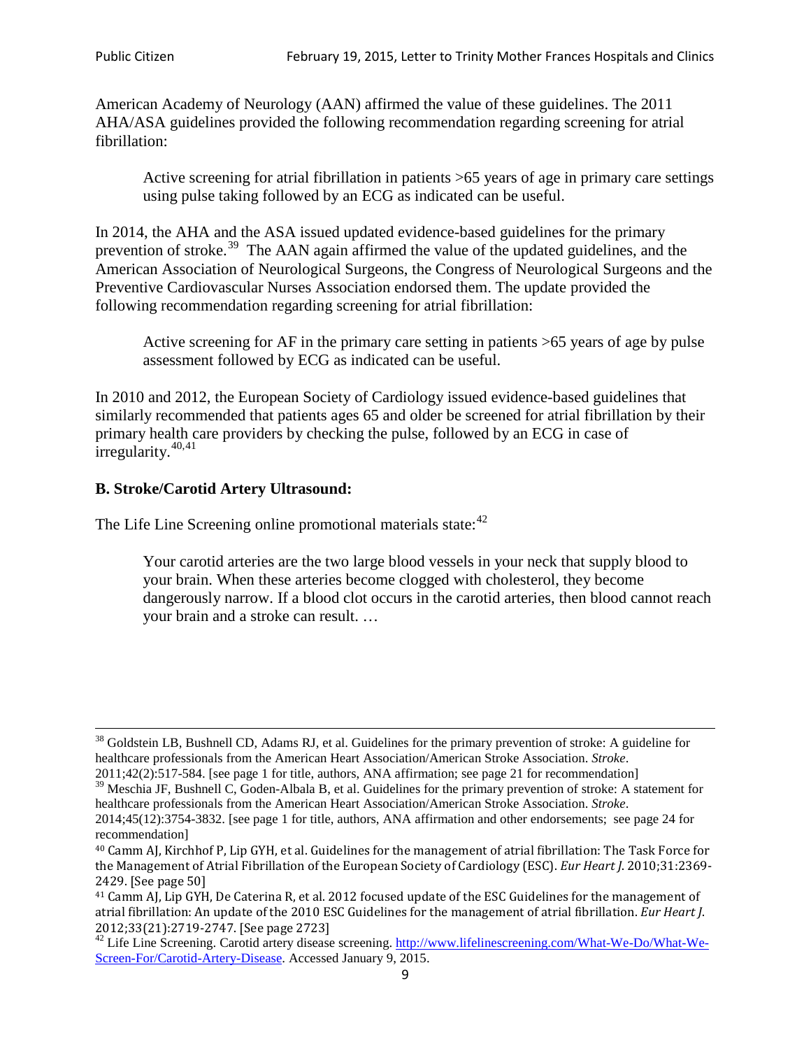American Academy of Neurology (AAN) affirmed the value of these guidelines. The 2011 AHA/ASA guidelines provided the following recommendation regarding screening for atrial fibrillation:

> Active screening for atrial fibrillation in patients >65 years of age in primary care settings using pulse taking followed by an ECG as indicated can be useful.

In 2014, the AHA and the ASA issued updated evidence-based guidelines for the primary prevention of stroke.[39] The AAN again affirmed the value of the updated guidelines, and the American Association of Neurological Surgeons, the Congress of Neurological Surgeons and the Preventive Cardiovascular Nurses Association endorsed them. The update provided the following recommendation regarding screening for atrial fibrillation:

> Active screening for AF in the primary care setting in patients >65 years of age by pulse assessment followed by ECG as indicated can be useful.

In 2010 and 2012, the European Society of Cardiology issued evidence-based guidelines that similarly recommended that patients ages 65 and older be screened for atrial fibrillation by their primary health care providers by checking the pulse, followed by an ECG in case of irregularity.[40,41]

**B. Stroke/Carotid Artery Ultrasound:**

The Life Line Screening online promotional materials state:[42]

> Your carotid arteries are the two large blood vessels in your neck that supply blood to your brain. When these arteries become clogged with cholesterol, they become dangerously narrow. If a blood clot occurs in the carotid arteries, then blood cannot reach your brain and a stroke can result. …

---

[38] Goldstein LB, Bushnell CD, Adams RJ, et al. Guidelines for the primary prevention of stroke: A guideline for healthcare professionals from the American Heart Association/American Stroke Association. *Stroke*. 2011;42(2):517-584. [see page 1 for title, authors, ANA affirmation; see page 21 for recommendation]

[39] Meschia JF, Bushnell C, Goden-Albala B, et al. Guidelines for the primary prevention of stroke: A statement for healthcare professionals from the American Heart Association/American Stroke Association. *Stroke*. 2014;45(12):3754-3832. [see page 1 for title, authors, ANA affirmation and other endorsements; see page 24 for recommendation]

[40] Camm AJ, Kirchhof P, Lip GYH, et al. Guidelines for the management of atrial fibrillation: The Task Force for the Management of Atrial Fibrillation of the European Society of Cardiology (ESC). *Eur Heart J*. 2010;31:2369-2429. [See page 50]

[41] Camm AJ, Lip GYH, De Caterina R, et al. 2012 focused update of the ESC Guidelines for the management of atrial fibrillation: An update of the 2010 ESC Guidelines for the management of atrial fibrillation. *Eur Heart J*. 2012;33(21):2719-2747. [See page 2723]

[42] Life Line Screening. Carotid artery disease screening. http://www.lifelinescreening.com/What-We-Do/What-We-Screen-For/Carotid-Artery-Disease. Accessed January 9, 2015.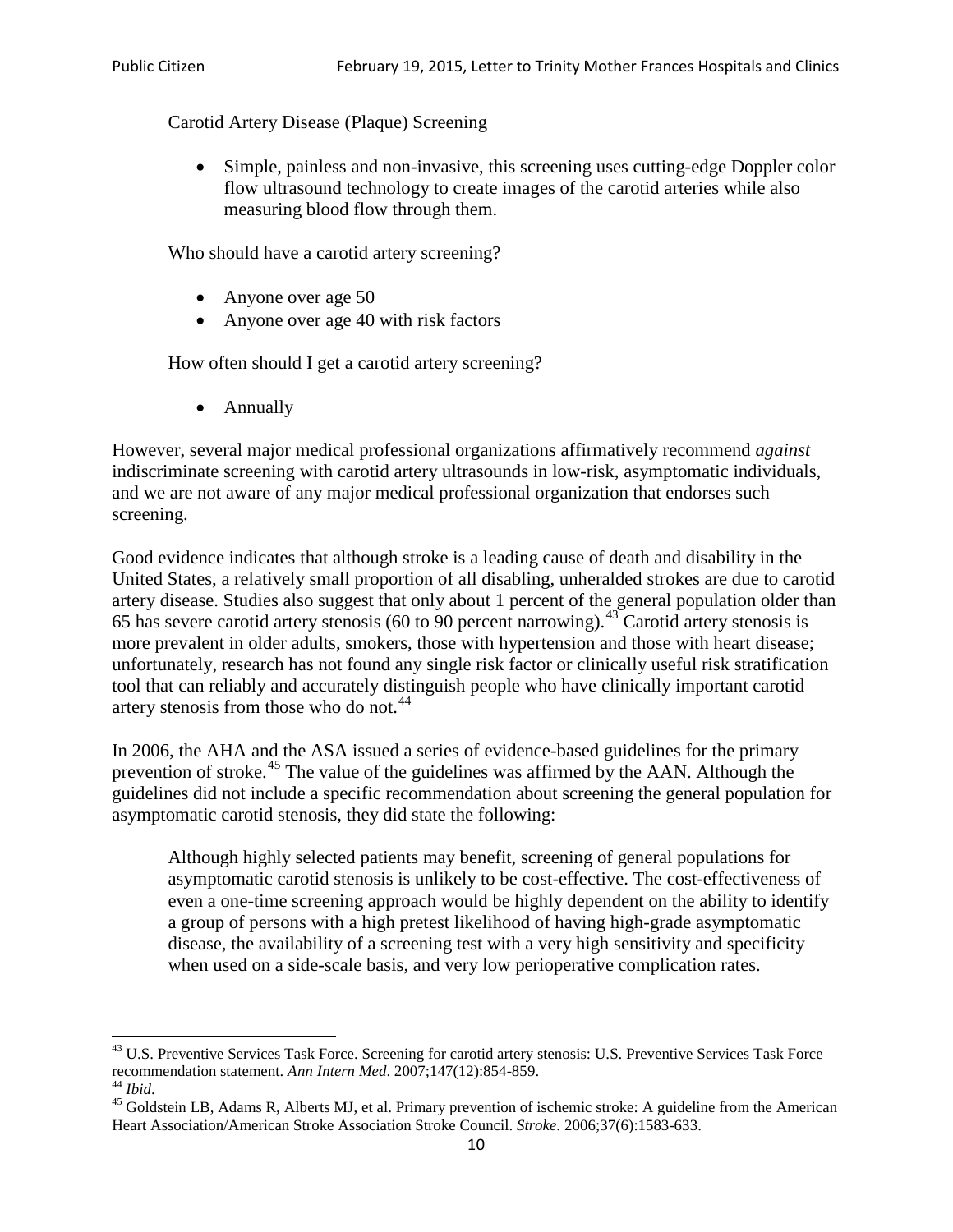Carotid Artery Disease (Plaque) Screening

- Simple, painless and non-invasive, this screening uses cutting-edge Doppler color flow ultrasound technology to create images of the carotid arteries while also measuring blood flow through them.

Who should have a carotid artery screening?

- Anyone over age 50
- Anyone over age 40 with risk factors

How often should I get a carotid artery screening?

- Annually

However, several major medical professional organizations affirmatively recommend *against* indiscriminate screening with carotid artery ultrasounds in low-risk, asymptomatic individuals, and we are not aware of any major medical professional organization that endorses such screening.

Good evidence indicates that although stroke is a leading cause of death and disability in the United States, a relatively small proportion of all disabling, unheralded strokes are due to carotid artery disease. Studies also suggest that only about 1 percent of the general population older than 65 has severe carotid artery stenosis (60 to 90 percent narrowing).[43] Carotid artery stenosis is more prevalent in older adults, smokers, those with hypertension and those with heart disease; unfortunately, research has not found any single risk factor or clinically useful risk stratification tool that can reliably and accurately distinguish people who have clinically important carotid artery stenosis from those who do not.[44]

In 2006, the AHA and the ASA issued a series of evidence-based guidelines for the primary prevention of stroke.[45] The value of the guidelines was affirmed by the AAN. Although the guidelines did not include a specific recommendation about screening the general population for asymptomatic carotid stenosis, they did state the following:

> Although highly selected patients may benefit, screening of general populations for asymptomatic carotid stenosis is unlikely to be cost-effective. The cost-effectiveness of even a one-time screening approach would be highly dependent on the ability to identify a group of persons with a high pretest likelihood of having high-grade asymptomatic disease, the availability of a screening test with a very high sensitivity and specificity when used on a side-scale basis, and very low perioperative complication rates.

---

[43] U.S. Preventive Services Task Force. Screening for carotid artery stenosis: U.S. Preventive Services Task Force recommendation statement. *Ann Intern Med*. 2007;147(12):854-859.

[44] *Ibid*.

[45] Goldstein LB, Adams R, Alberts MJ, et al. Primary prevention of ischemic stroke: A guideline from the American Heart Association/American Stroke Association Stroke Council. *Stroke*. 2006;37(6):1583-633.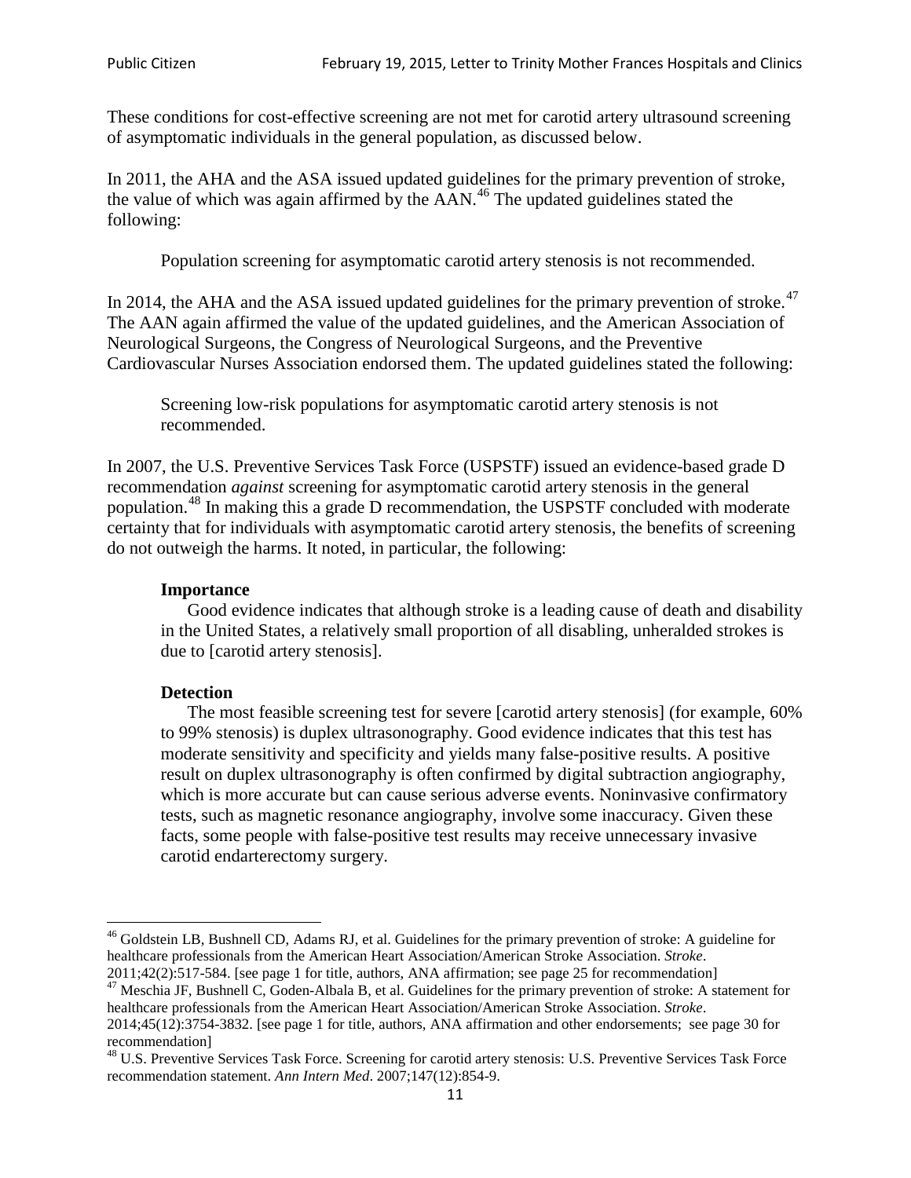These conditions for cost-effective screening are not met for carotid artery ultrasound screening of asymptomatic individuals in the general population, as discussed below.

In 2011, the AHA and the ASA issued updated guidelines for the primary prevention of stroke, the value of which was again affirmed by the AAN.[46] The updated guidelines stated the following:

> Population screening for asymptomatic carotid artery stenosis is not recommended.

In 2014, the AHA and the ASA issued updated guidelines for the primary prevention of stroke.[47] The AAN again affirmed the value of the updated guidelines, and the American Association of Neurological Surgeons, the Congress of Neurological Surgeons, and the Preventive Cardiovascular Nurses Association endorsed them. The updated guidelines stated the following:

> Screening low-risk populations for asymptomatic carotid artery stenosis is not recommended.

In 2007, the U.S. Preventive Services Task Force (USPSTF) issued an evidence-based grade D recommendation *against* screening for asymptomatic carotid artery stenosis in the general population.[48] In making this a grade D recommendation, the USPSTF concluded with moderate certainty that for individuals with asymptomatic carotid artery stenosis, the benefits of screening do not outweigh the harms. It noted, in particular, the following:

> **Importance**
>
> Good evidence indicates that although stroke is a leading cause of death and disability in the United States, a relatively small proportion of all disabling, unheralded strokes is due to [carotid artery stenosis].
>
> **Detection**
>
> The most feasible screening test for severe [carotid artery stenosis] (for example, 60% to 99% stenosis) is duplex ultrasonography. Good evidence indicates that this test has moderate sensitivity and specificity and yields many false-positive results. A positive result on duplex ultrasonography is often confirmed by digital subtraction angiography, which is more accurate but can cause serious adverse events. Noninvasive confirmatory tests, such as magnetic resonance angiography, involve some inaccuracy. Given these facts, some people with false-positive test results may receive unnecessary invasive carotid endarterectomy surgery.

---

[46] Goldstein LB, Bushnell CD, Adams RJ, et al. Guidelines for the primary prevention of stroke: A guideline for healthcare professionals from the American Heart Association/American Stroke Association. *Stroke*. 2011;42(2):517-584. [see page 1 for title, authors, ANA affirmation; see page 25 for recommendation]

[47] Meschia JF, Bushnell C, Goden-Albala B, et al. Guidelines for the primary prevention of stroke: A statement for healthcare professionals from the American Heart Association/American Stroke Association. *Stroke*. 2014;45(12):3754-3832. [see page 1 for title, authors, ANA affirmation and other endorsements; see page 30 for recommendation]

[48] U.S. Preventive Services Task Force. Screening for carotid artery stenosis: U.S. Preventive Services Task Force recommendation statement. *Ann Intern Med*. 2007;147(12):854-9.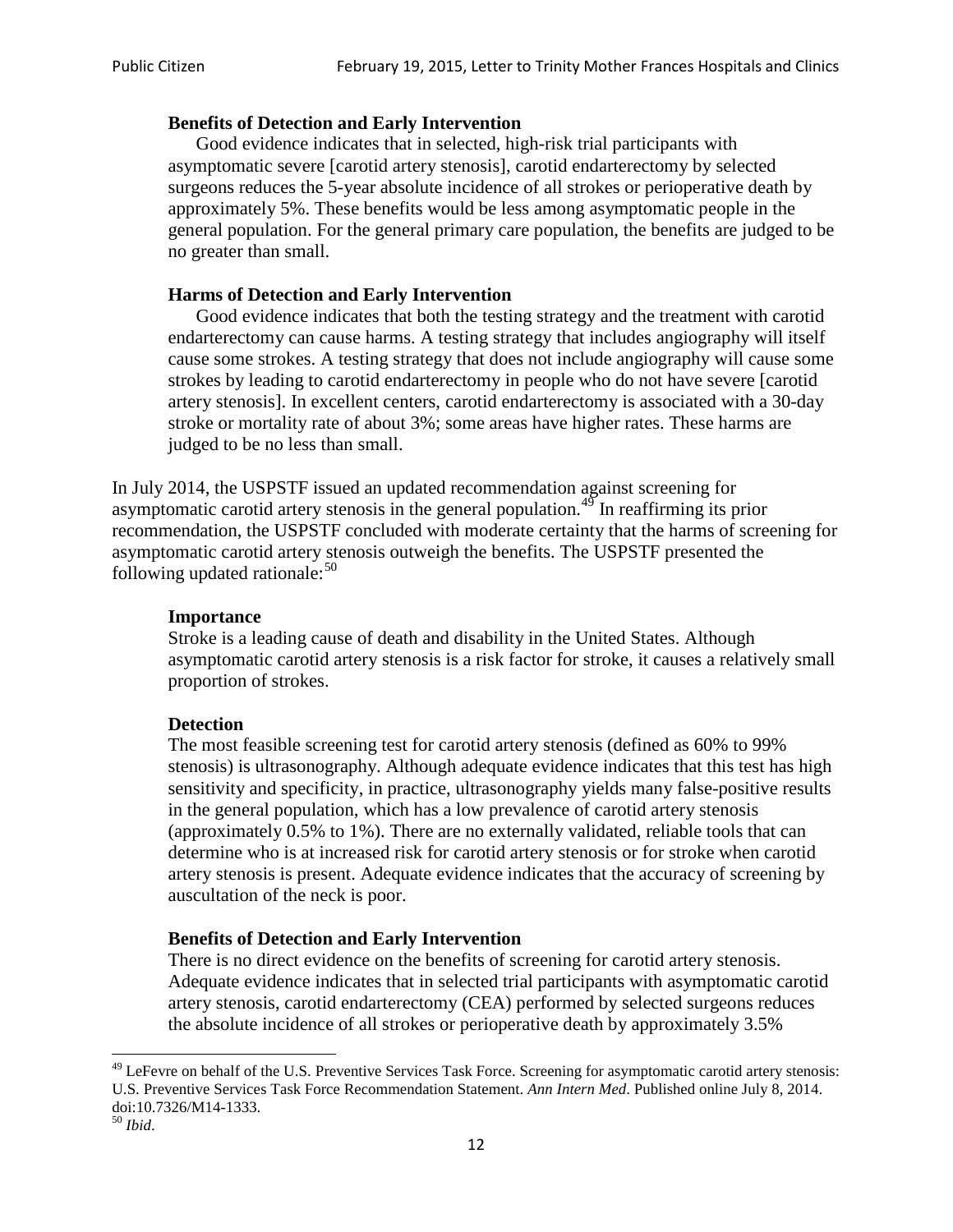**Benefits of Detection and Early Intervention**

Good evidence indicates that in selected, high-risk trial participants with asymptomatic severe [carotid artery stenosis], carotid endarterectomy by selected surgeons reduces the 5-year absolute incidence of all strokes or perioperative death by approximately 5%. These benefits would be less among asymptomatic people in the general population. For the general primary care population, the benefits are judged to be no greater than small.

**Harms of Detection and Early Intervention**

Good evidence indicates that both the testing strategy and the treatment with carotid endarterectomy can cause harms. A testing strategy that includes angiography will itself cause some strokes. A testing strategy that does not include angiography will cause some strokes by leading to carotid endarterectomy in people who do not have severe [carotid artery stenosis]. In excellent centers, carotid endarterectomy is associated with a 30-day stroke or mortality rate of about 3%; some areas have higher rates. These harms are judged to be no less than small.

In July 2014, the USPSTF issued an updated recommendation against screening for asymptomatic carotid artery stenosis in the general population.[49] In reaffirming its prior recommendation, the USPSTF concluded with moderate certainty that the harms of screening for asymptomatic carotid artery stenosis outweigh the benefits. The USPSTF presented the following updated rationale:[50]

**Importance**

Stroke is a leading cause of death and disability in the United States. Although asymptomatic carotid artery stenosis is a risk factor for stroke, it causes a relatively small proportion of strokes.

**Detection**

The most feasible screening test for carotid artery stenosis (defined as 60% to 99% stenosis) is ultrasonography. Although adequate evidence indicates that this test has high sensitivity and specificity, in practice, ultrasonography yields many false-positive results in the general population, which has a low prevalence of carotid artery stenosis (approximately 0.5% to 1%). There are no externally validated, reliable tools that can determine who is at increased risk for carotid artery stenosis or for stroke when carotid artery stenosis is present. Adequate evidence indicates that the accuracy of screening by auscultation of the neck is poor.

**Benefits of Detection and Early Intervention**

There is no direct evidence on the benefits of screening for carotid artery stenosis. Adequate evidence indicates that in selected trial participants with asymptomatic carotid artery stenosis, carotid endarterectomy (CEA) performed by selected surgeons reduces the absolute incidence of all strokes or perioperative death by approximately 3.5%

[49] LeFevre on behalf of the U.S. Preventive Services Task Force. Screening for asymptomatic carotid artery stenosis: U.S. Preventive Services Task Force Recommendation Statement. *Ann Intern Med*. Published online July 8, 2014. doi:10.7326/M14-1333.

[50] *Ibid*.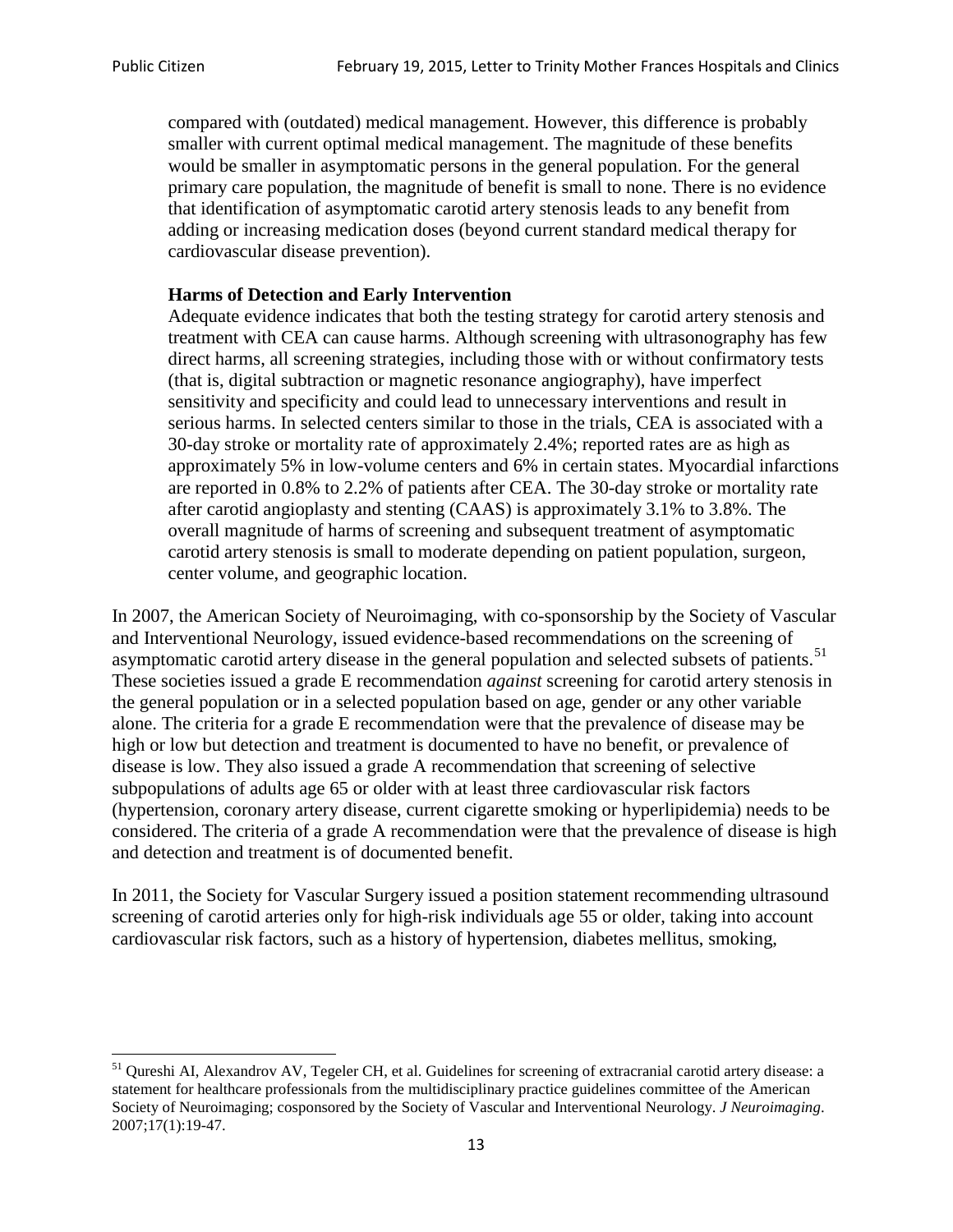> compared with (outdated) medical management. However, this difference is probably smaller with current optimal medical management. The magnitude of these benefits would be smaller in asymptomatic persons in the general population. For the general primary care population, the magnitude of benefit is small to none. There is no evidence that identification of asymptomatic carotid artery stenosis leads to any benefit from adding or increasing medication doses (beyond current standard medical therapy for cardiovascular disease prevention).
>
> **Harms of Detection and Early Intervention**
> Adequate evidence indicates that both the testing strategy for carotid artery stenosis and treatment with CEA can cause harms. Although screening with ultrasonography has few direct harms, all screening strategies, including those with or without confirmatory tests (that is, digital subtraction or magnetic resonance angiography), have imperfect sensitivity and specificity and could lead to unnecessary interventions and result in serious harms. In selected centers similar to those in the trials, CEA is associated with a 30-day stroke or mortality rate of approximately 2.4%; reported rates are as high as approximately 5% in low-volume centers and 6% in certain states. Myocardial infarctions are reported in 0.8% to 2.2% of patients after CEA. The 30-day stroke or mortality rate after carotid angioplasty and stenting (CAAS) is approximately 3.1% to 3.8%. The overall magnitude of harms of screening and subsequent treatment of asymptomatic carotid artery stenosis is small to moderate depending on patient population, surgeon, center volume, and geographic location.

In 2007, the American Society of Neuroimaging, with co-sponsorship by the Society of Vascular and Interventional Neurology, issued evidence-based recommendations on the screening of asymptomatic carotid artery disease in the general population and selected subsets of patients.[51] These societies issued a grade E recommendation *against* screening for carotid artery stenosis in the general population or in a selected population based on age, gender or any other variable alone. The criteria for a grade E recommendation were that the prevalence of disease may be high or low but detection and treatment is documented to have no benefit, or prevalence of disease is low. They also issued a grade A recommendation that screening of selective subpopulations of adults age 65 or older with at least three cardiovascular risk factors (hypertension, coronary artery disease, current cigarette smoking or hyperlipidemia) needs to be considered. The criteria of a grade A recommendation were that the prevalence of disease is high and detection and treatment is of documented benefit.

In 2011, the Society for Vascular Surgery issued a position statement recommending ultrasound screening of carotid arteries only for high-risk individuals age 55 or older, taking into account cardiovascular risk factors, such as a history of hypertension, diabetes mellitus, smoking,

---

[51] Qureshi AI, Alexandrov AV, Tegeler CH, et al. Guidelines for screening of extracranial carotid artery disease: a statement for healthcare professionals from the multidisciplinary practice guidelines committee of the American Society of Neuroimaging; cosponsored by the Society of Vascular and Interventional Neurology. *J Neuroimaging*. 2007;17(1):19-47.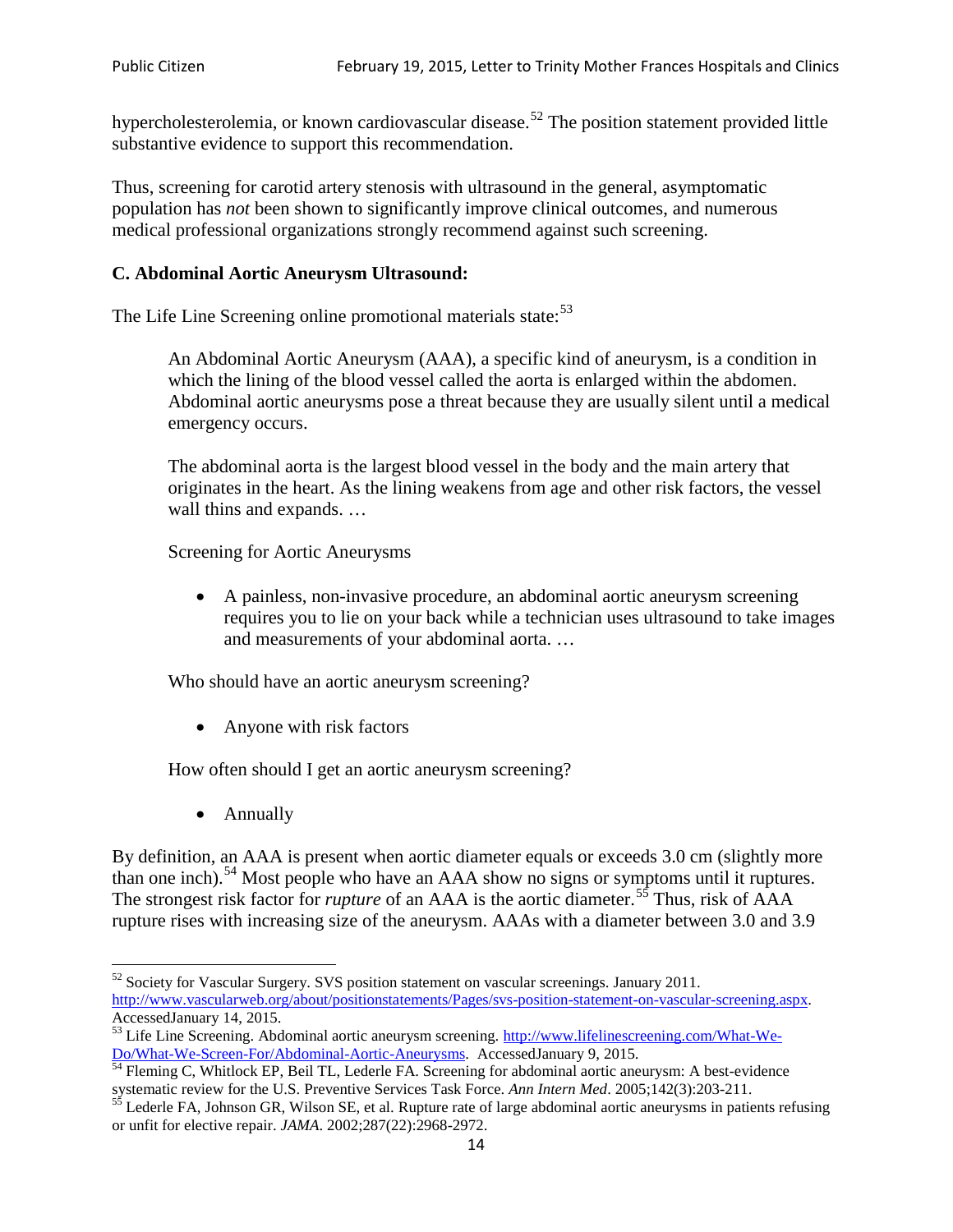hypercholesterolemia, or known cardiovascular disease.[52] The position statement provided little substantive evidence to support this recommendation.

Thus, screening for carotid artery stenosis with ultrasound in the general, asymptomatic population has *not* been shown to significantly improve clinical outcomes, and numerous medical professional organizations strongly recommend against such screening.

**C. Abdominal Aortic Aneurysm Ultrasound:**

The Life Line Screening online promotional materials state:[53]

> An Abdominal Aortic Aneurysm (AAA), a specific kind of aneurysm, is a condition in which the lining of the blood vessel called the aorta is enlarged within the abdomen. Abdominal aortic aneurysms pose a threat because they are usually silent until a medical emergency occurs.
>
> The abdominal aorta is the largest blood vessel in the body and the main artery that originates in the heart. As the lining weakens from age and other risk factors, the vessel wall thins and expands. …
>
> Screening for Aortic Aneurysms
>
> - A painless, non-invasive procedure, an abdominal aortic aneurysm screening requires you to lie on your back while a technician uses ultrasound to take images and measurements of your abdominal aorta. …
>
> Who should have an aortic aneurysm screening?
>
> - Anyone with risk factors
>
> How often should I get an aortic aneurysm screening?
>
> - Annually

By definition, an AAA is present when aortic diameter equals or exceeds 3.0 cm (slightly more than one inch).[54] Most people who have an AAA show no signs or symptoms until it ruptures. The strongest risk factor for *rupture* of an AAA is the aortic diameter.[55] Thus, risk of AAA rupture rises with increasing size of the aneurysm. AAAs with a diameter between 3.0 and 3.9

---

[52] Society for Vascular Surgery. SVS position statement on vascular screenings. January 2011. http://www.vascularweb.org/about/positionstatements/Pages/svs-position-statement-on-vascular-screening.aspx. AccessedJanuary 14, 2015.

[53] Life Line Screening. Abdominal aortic aneurysm screening. http://www.lifelinescreening.com/What-We-Do/What-We-Screen-For/Abdominal-Aortic-Aneurysms. AccessedJanuary 9, 2015.

[54] Fleming C, Whitlock EP, Beil TL, Lederle FA. Screening for abdominal aortic aneurysm: A best-evidence systematic review for the U.S. Preventive Services Task Force. *Ann Intern Med*. 2005;142(3):203-211.

[55] Lederle FA, Johnson GR, Wilson SE, et al. Rupture rate of large abdominal aortic aneurysms in patients refusing or unfit for elective repair. *JAMA*. 2002;287(22):2968-2972.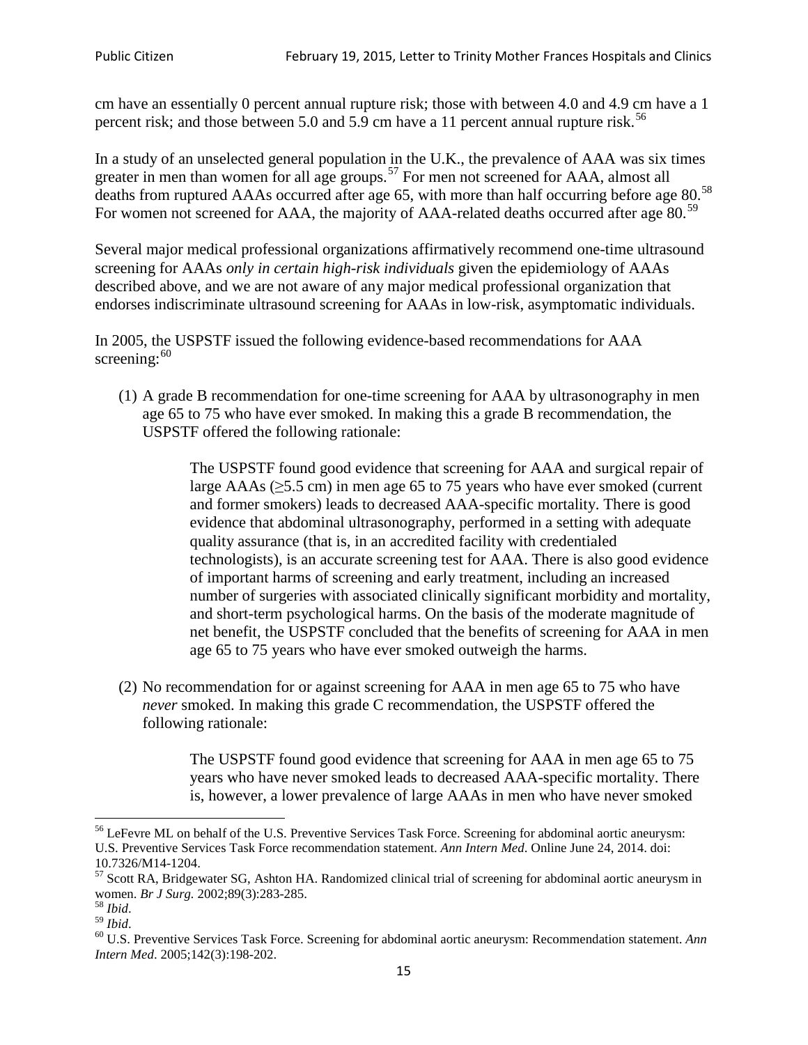cm have an essentially 0 percent annual rupture risk; those with between 4.0 and 4.9 cm have a 1 percent risk; and those between 5.0 and 5.9 cm have a 11 percent annual rupture risk.[56]

In a study of an unselected general population in the U.K., the prevalence of AAA was six times greater in men than women for all age groups.[57] For men not screened for AAA, almost all deaths from ruptured AAAs occurred after age 65, with more than half occurring before age 80.[58] For women not screened for AAA, the majority of AAA-related deaths occurred after age 80.[59]

Several major medical professional organizations affirmatively recommend one-time ultrasound screening for AAAs *only in certain high-risk individuals* given the epidemiology of AAAs described above, and we are not aware of any major medical professional organization that endorses indiscriminate ultrasound screening for AAAs in low-risk, asymptomatic individuals.

In 2005, the USPSTF issued the following evidence-based recommendations for AAA screening:[60]

(1) A grade B recommendation for one-time screening for AAA by ultrasonography in men age 65 to 75 who have ever smoked. In making this a grade B recommendation, the USPSTF offered the following rationale:

> The USPSTF found good evidence that screening for AAA and surgical repair of large AAAs (≥5.5 cm) in men age 65 to 75 years who have ever smoked (current and former smokers) leads to decreased AAA-specific mortality. There is good evidence that abdominal ultrasonography, performed in a setting with adequate quality assurance (that is, in an accredited facility with credentialed technologists), is an accurate screening test for AAA. There is also good evidence of important harms of screening and early treatment, including an increased number of surgeries with associated clinically significant morbidity and mortality, and short-term psychological harms. On the basis of the moderate magnitude of net benefit, the USPSTF concluded that the benefits of screening for AAA in men age 65 to 75 years who have ever smoked outweigh the harms.

(2) No recommendation for or against screening for AAA in men age 65 to 75 who have *never* smoked. In making this grade C recommendation, the USPSTF offered the following rationale:

> The USPSTF found good evidence that screening for AAA in men age 65 to 75 years who have never smoked leads to decreased AAA-specific mortality. There is, however, a lower prevalence of large AAAs in men who have never smoked

---

[56] LeFevre ML on behalf of the U.S. Preventive Services Task Force. Screening for abdominal aortic aneurysm: U.S. Preventive Services Task Force recommendation statement. *Ann Intern Med*. Online June 24, 2014. doi: 10.7326/M14-1204.

[57] Scott RA, Bridgewater SG, Ashton HA. Randomized clinical trial of screening for abdominal aortic aneurysm in women. *Br J Surg.* 2002;89(3):283-285.

[58] *Ibid*.

[59] *Ibid*.

[60] U.S. Preventive Services Task Force. Screening for abdominal aortic aneurysm: Recommendation statement. *Ann Intern Med*. 2005;142(3):198-202.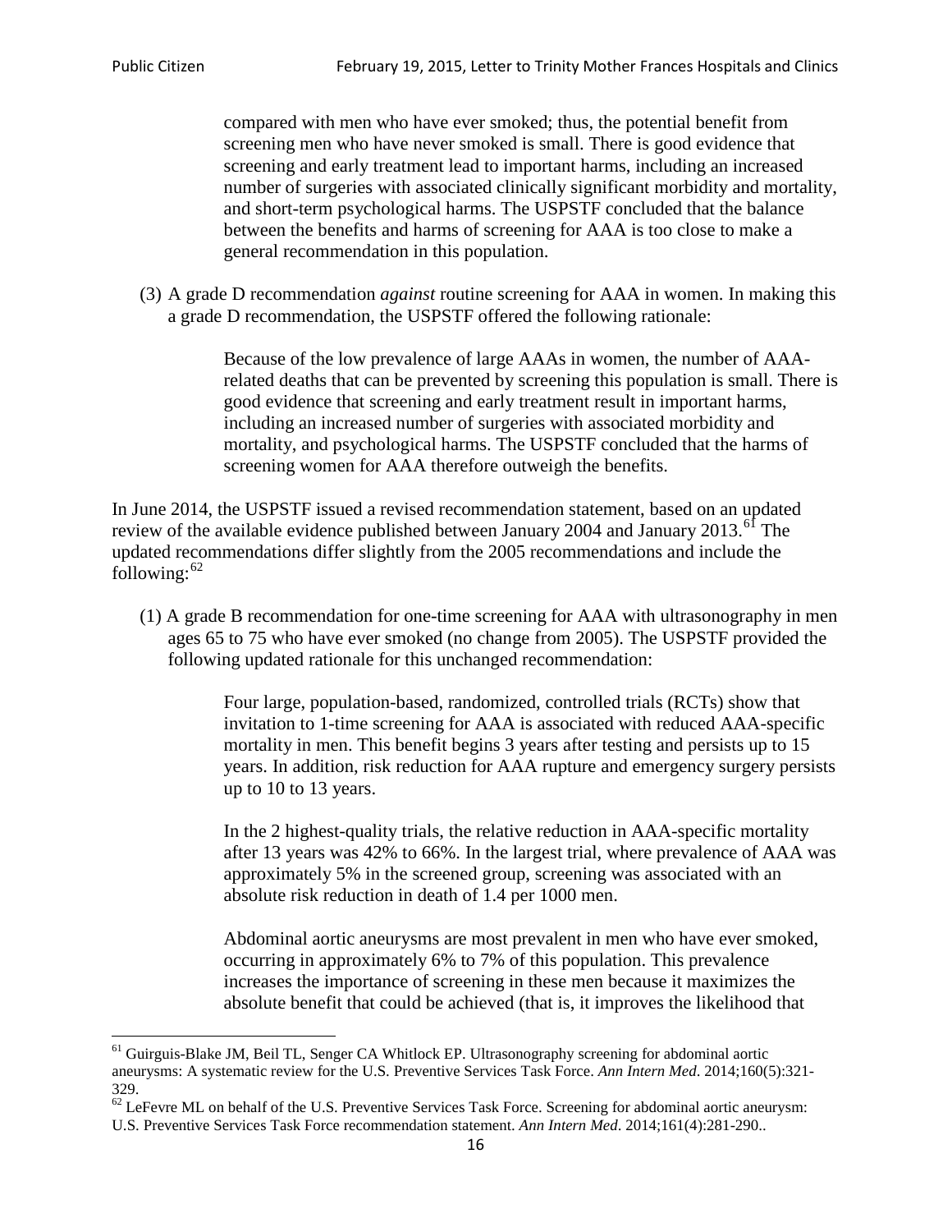> compared with men who have ever smoked; thus, the potential benefit from screening men who have never smoked is small. There is good evidence that screening and early treatment lead to important harms, including an increased number of surgeries with associated clinically significant morbidity and mortality, and short-term psychological harms. The USPSTF concluded that the balance between the benefits and harms of screening for AAA is too close to make a general recommendation in this population.

(3) A grade D recommendation *against* routine screening for AAA in women. In making this a grade D recommendation, the USPSTF offered the following rationale:

> Because of the low prevalence of large AAAs in women, the number of AAA-related deaths that can be prevented by screening this population is small. There is good evidence that screening and early treatment result in important harms, including an increased number of surgeries with associated morbidity and mortality, and psychological harms. The USPSTF concluded that the harms of screening women for AAA therefore outweigh the benefits.

In June 2014, the USPSTF issued a revised recommendation statement, based on an updated review of the available evidence published between January 2004 and January 2013.[61] The updated recommendations differ slightly from the 2005 recommendations and include the following:[62]

(1) A grade B recommendation for one-time screening for AAA with ultrasonography in men ages 65 to 75 who have ever smoked (no change from 2005). The USPSTF provided the following updated rationale for this unchanged recommendation:

> Four large, population-based, randomized, controlled trials (RCTs) show that invitation to 1-time screening for AAA is associated with reduced AAA-specific mortality in men. This benefit begins 3 years after testing and persists up to 15 years. In addition, risk reduction for AAA rupture and emergency surgery persists up to 10 to 13 years.
>
> In the 2 highest-quality trials, the relative reduction in AAA-specific mortality after 13 years was 42% to 66%. In the largest trial, where prevalence of AAA was approximately 5% in the screened group, screening was associated with an absolute risk reduction in death of 1.4 per 1000 men.
>
> Abdominal aortic aneurysms are most prevalent in men who have ever smoked, occurring in approximately 6% to 7% of this population. This prevalence increases the importance of screening in these men because it maximizes the absolute benefit that could be achieved (that is, it improves the likelihood that

---

[61] Guirguis-Blake JM, Beil TL, Senger CA Whitlock EP. Ultrasonography screening for abdominal aortic aneurysms: A systematic review for the U.S. Preventive Services Task Force. *Ann Intern Med*. 2014;160(5):321-329.

[62] LeFevre ML on behalf of the U.S. Preventive Services Task Force. Screening for abdominal aortic aneurysm: U.S. Preventive Services Task Force recommendation statement. *Ann Intern Med*. 2014;161(4):281-290..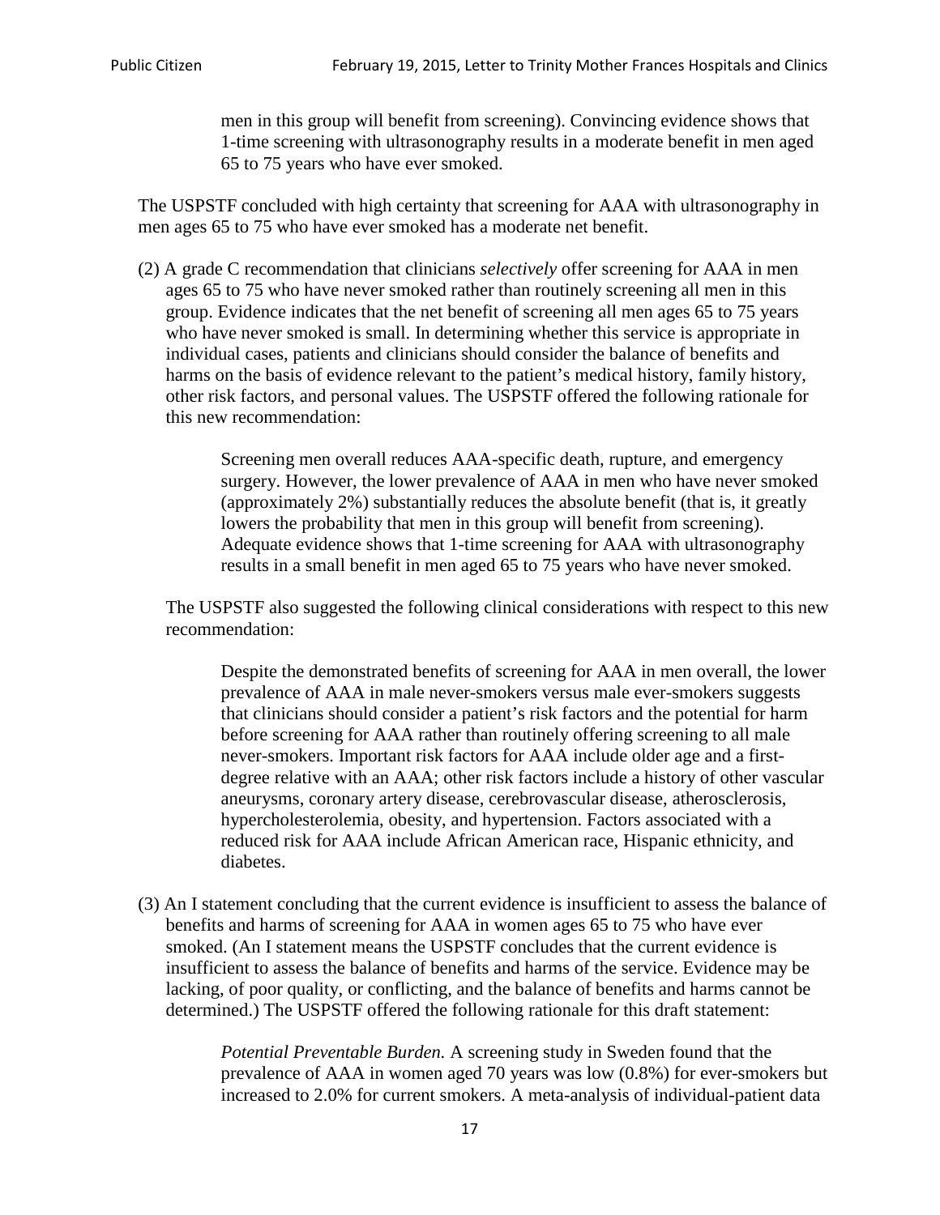> men in this group will benefit from screening). Convincing evidence shows that 1-time screening with ultrasonography results in a moderate benefit in men aged 65 to 75 years who have ever smoked.

The USPSTF concluded with high certainty that screening for AAA with ultrasonography in men ages 65 to 75 who have ever smoked has a moderate net benefit.

(2) A grade C recommendation that clinicians *selectively* offer screening for AAA in men ages 65 to 75 who have never smoked rather than routinely screening all men in this group. Evidence indicates that the net benefit of screening all men ages 65 to 75 years who have never smoked is small. In determining whether this service is appropriate in individual cases, patients and clinicians should consider the balance of benefits and harms on the basis of evidence relevant to the patient's medical history, family history, other risk factors, and personal values. The USPSTF offered the following rationale for this new recommendation:

> Screening men overall reduces AAA-specific death, rupture, and emergency surgery. However, the lower prevalence of AAA in men who have never smoked (approximately 2%) substantially reduces the absolute benefit (that is, it greatly lowers the probability that men in this group will benefit from screening). Adequate evidence shows that 1-time screening for AAA with ultrasonography results in a small benefit in men aged 65 to 75 years who have never smoked.

The USPSTF also suggested the following clinical considerations with respect to this new recommendation:

> Despite the demonstrated benefits of screening for AAA in men overall, the lower prevalence of AAA in male never-smokers versus male ever-smokers suggests that clinicians should consider a patient's risk factors and the potential for harm before screening for AAA rather than routinely offering screening to all male never-smokers. Important risk factors for AAA include older age and a first-degree relative with an AAA; other risk factors include a history of other vascular aneurysms, coronary artery disease, cerebrovascular disease, atherosclerosis, hypercholesterolemia, obesity, and hypertension. Factors associated with a reduced risk for AAA include African American race, Hispanic ethnicity, and diabetes.

(3) An I statement concluding that the current evidence is insufficient to assess the balance of benefits and harms of screening for AAA in women ages 65 to 75 who have ever smoked. (An I statement means the USPSTF concludes that the current evidence is insufficient to assess the balance of benefits and harms of the service. Evidence may be lacking, of poor quality, or conflicting, and the balance of benefits and harms cannot be determined.) The USPSTF offered the following rationale for this draft statement:

> *Potential Preventable Burden.* A screening study in Sweden found that the prevalence of AAA in women aged 70 years was low (0.8%) for ever-smokers but increased to 2.0% for current smokers. A meta-analysis of individual-patient data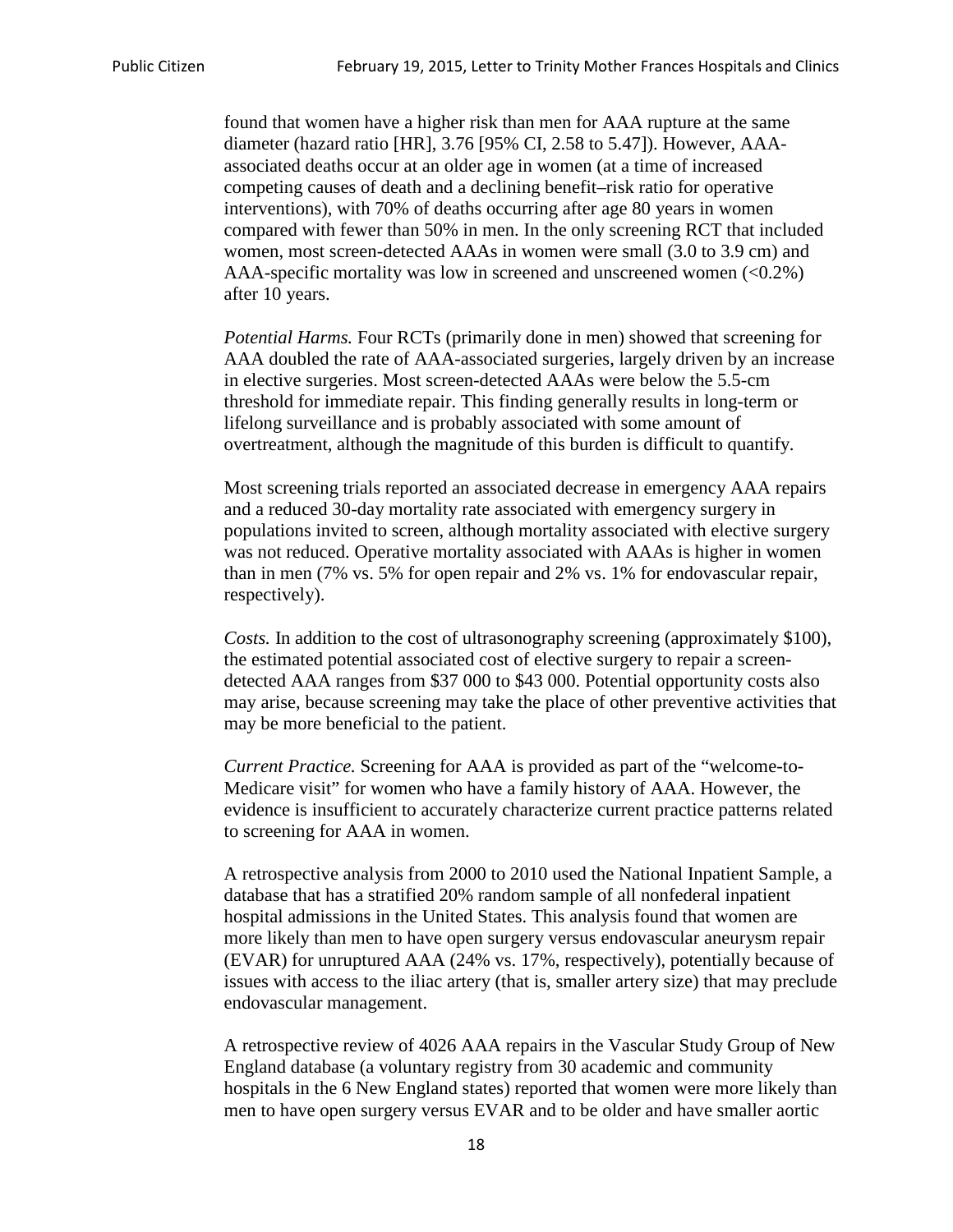found that women have a higher risk than men for AAA rupture at the same diameter (hazard ratio [HR], 3.76 [95% CI, 2.58 to 5.47]). However, AAA-associated deaths occur at an older age in women (at a time of increased competing causes of death and a declining benefit–risk ratio for operative interventions), with 70% of deaths occurring after age 80 years in women compared with fewer than 50% in men. In the only screening RCT that included women, most screen-detected AAAs in women were small (3.0 to 3.9 cm) and AAA-specific mortality was low in screened and unscreened women (<0.2%) after 10 years.

*Potential Harms.* Four RCTs (primarily done in men) showed that screening for AAA doubled the rate of AAA-associated surgeries, largely driven by an increase in elective surgeries. Most screen-detected AAAs were below the 5.5-cm threshold for immediate repair. This finding generally results in long-term or lifelong surveillance and is probably associated with some amount of overtreatment, although the magnitude of this burden is difficult to quantify.

Most screening trials reported an associated decrease in emergency AAA repairs and a reduced 30-day mortality rate associated with emergency surgery in populations invited to screen, although mortality associated with elective surgery was not reduced. Operative mortality associated with AAAs is higher in women than in men (7% vs. 5% for open repair and 2% vs. 1% for endovascular repair, respectively).

*Costs.* In addition to the cost of ultrasonography screening (approximately $100), the estimated potential associated cost of elective surgery to repair a screen-detected AAA ranges from $37 000 to $43 000. Potential opportunity costs also may arise, because screening may take the place of other preventive activities that may be more beneficial to the patient.

*Current Practice.* Screening for AAA is provided as part of the "welcome-to-Medicare visit" for women who have a family history of AAA. However, the evidence is insufficient to accurately characterize current practice patterns related to screening for AAA in women.

A retrospective analysis from 2000 to 2010 used the National Inpatient Sample, a database that has a stratified 20% random sample of all nonfederal inpatient hospital admissions in the United States. This analysis found that women are more likely than men to have open surgery versus endovascular aneurysm repair (EVAR) for unruptured AAA (24% vs. 17%, respectively), potentially because of issues with access to the iliac artery (that is, smaller artery size) that may preclude endovascular management.

A retrospective review of 4026 AAA repairs in the Vascular Study Group of New England database (a voluntary registry from 30 academic and community hospitals in the 6 New England states) reported that women were more likely than men to have open surgery versus EVAR and to be older and have smaller aortic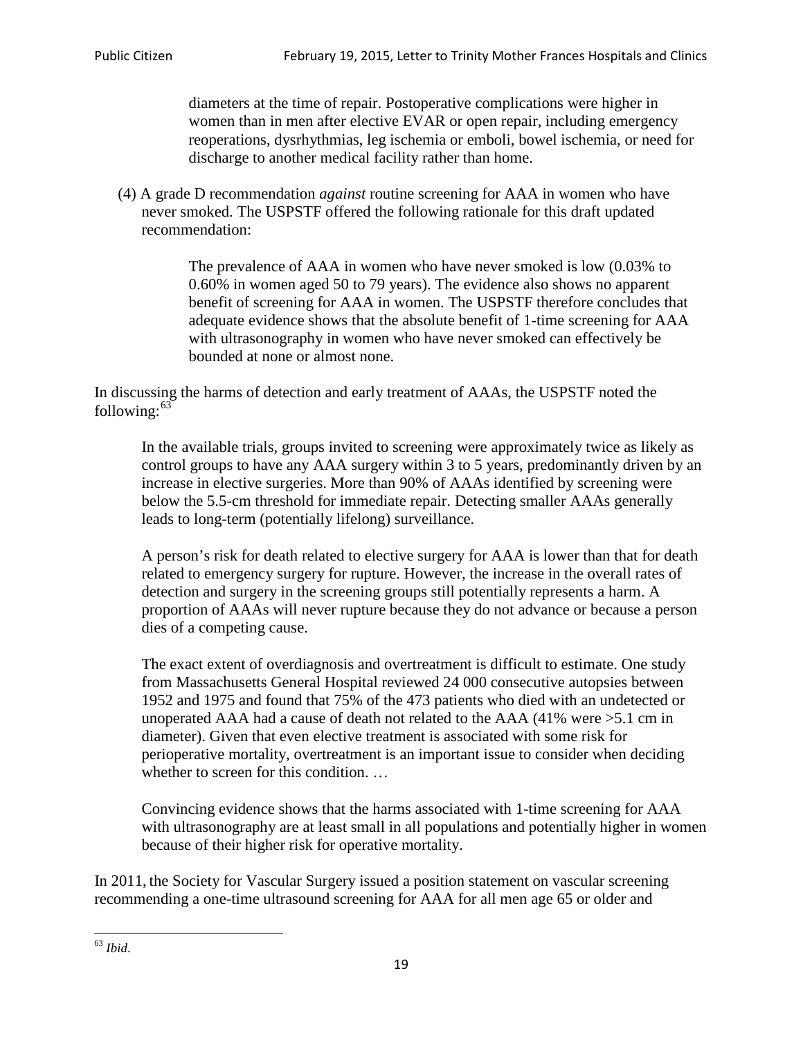diameters at the time of repair. Postoperative complications were higher in women than in men after elective EVAR or open repair, including emergency reoperations, dysrhythmias, leg ischemia or emboli, bowel ischemia, or need for discharge to another medical facility rather than home.

(4) A grade D recommendation *against* routine screening for AAA in women who have never smoked. The USPSTF offered the following rationale for this draft updated recommendation:

> The prevalence of AAA in women who have never smoked is low (0.03% to 0.60% in women aged 50 to 79 years). The evidence also shows no apparent benefit of screening for AAA in women. The USPSTF therefore concludes that adequate evidence shows that the absolute benefit of 1-time screening for AAA with ultrasonography in women who have never smoked can effectively be bounded at none or almost none.

In discussing the harms of detection and early treatment of AAAs, the USPSTF noted the following:[63]

> In the available trials, groups invited to screening were approximately twice as likely as control groups to have any AAA surgery within 3 to 5 years, predominantly driven by an increase in elective surgeries. More than 90% of AAAs identified by screening were below the 5.5-cm threshold for immediate repair. Detecting smaller AAAs generally leads to long-term (potentially lifelong) surveillance.
>
> A person's risk for death related to elective surgery for AAA is lower than that for death related to emergency surgery for rupture. However, the increase in the overall rates of detection and surgery in the screening groups still potentially represents a harm. A proportion of AAAs will never rupture because they do not advance or because a person dies of a competing cause.
>
> The exact extent of overdiagnosis and overtreatment is difficult to estimate. One study from Massachusetts General Hospital reviewed 24 000 consecutive autopsies between 1952 and 1975 and found that 75% of the 473 patients who died with an undetected or unoperated AAA had a cause of death not related to the AAA (41% were >5.1 cm in diameter). Given that even elective treatment is associated with some risk for perioperative mortality, overtreatment is an important issue to consider when deciding whether to screen for this condition. …
>
> Convincing evidence shows that the harms associated with 1-time screening for AAA with ultrasonography are at least small in all populations and potentially higher in women because of their higher risk for operative mortality.

In 2011, the Society for Vascular Surgery issued a position statement on vascular screening recommending a one-time ultrasound screening for AAA for all men age 65 or older and

[63] *Ibid*.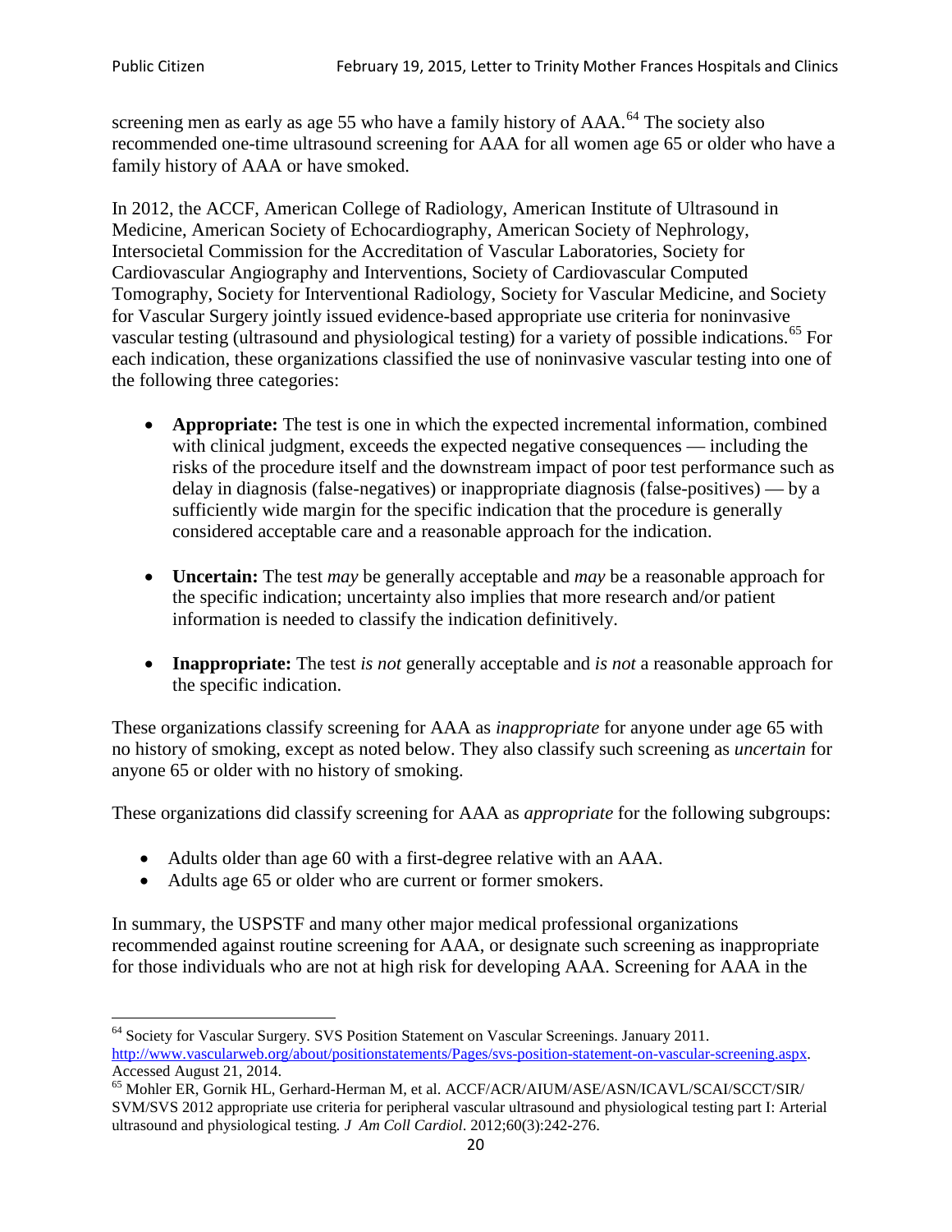screening men as early as age 55 who have a family history of AAA.[64] The society also recommended one-time ultrasound screening for AAA for all women age 65 or older who have a family history of AAA or have smoked.

In 2012, the ACCF, American College of Radiology, American Institute of Ultrasound in Medicine, American Society of Echocardiography, American Society of Nephrology, Intersocietal Commission for the Accreditation of Vascular Laboratories, Society for Cardiovascular Angiography and Interventions, Society of Cardiovascular Computed Tomography, Society for Interventional Radiology, Society for Vascular Medicine, and Society for Vascular Surgery jointly issued evidence-based appropriate use criteria for noninvasive vascular testing (ultrasound and physiological testing) for a variety of possible indications.[65] For each indication, these organizations classified the use of noninvasive vascular testing into one of the following three categories:

- **Appropriate:** The test is one in which the expected incremental information, combined with clinical judgment, exceeds the expected negative consequences — including the risks of the procedure itself and the downstream impact of poor test performance such as delay in diagnosis (false-negatives) or inappropriate diagnosis (false-positives) — by a sufficiently wide margin for the specific indication that the procedure is generally considered acceptable care and a reasonable approach for the indication.

- **Uncertain:** The test *may* be generally acceptable and *may* be a reasonable approach for the specific indication; uncertainty also implies that more research and/or patient information is needed to classify the indication definitively.

- **Inappropriate:** The test *is not* generally acceptable and *is not* a reasonable approach for the specific indication.

These organizations classify screening for AAA as *inappropriate* for anyone under age 65 with no history of smoking, except as noted below. They also classify such screening as *uncertain* for anyone 65 or older with no history of smoking.

These organizations did classify screening for AAA as *appropriate* for the following subgroups:

- Adults older than age 60 with a first-degree relative with an AAA.
- Adults age 65 or older who are current or former smokers.

In summary, the USPSTF and many other major medical professional organizations recommended against routine screening for AAA, or designate such screening as inappropriate for those individuals who are not at high risk for developing AAA. Screening for AAA in the

---

[64] Society for Vascular Surgery. SVS Position Statement on Vascular Screenings. January 2011. http://www.vascularweb.org/about/positionstatements/Pages/svs-position-statement-on-vascular-screening.aspx. Accessed August 21, 2014.

[65] Mohler ER, Gornik HL, Gerhard-Herman M, et al. ACCF/ACR/AIUM/ASE/ASN/ICAVL/SCAI/SCCT/SIR/SVM/SVS 2012 appropriate use criteria for peripheral vascular ultrasound and physiological testing part I: Arterial ultrasound and physiological testing. *J Am Coll Cardiol*. 2012;60(3):242-276.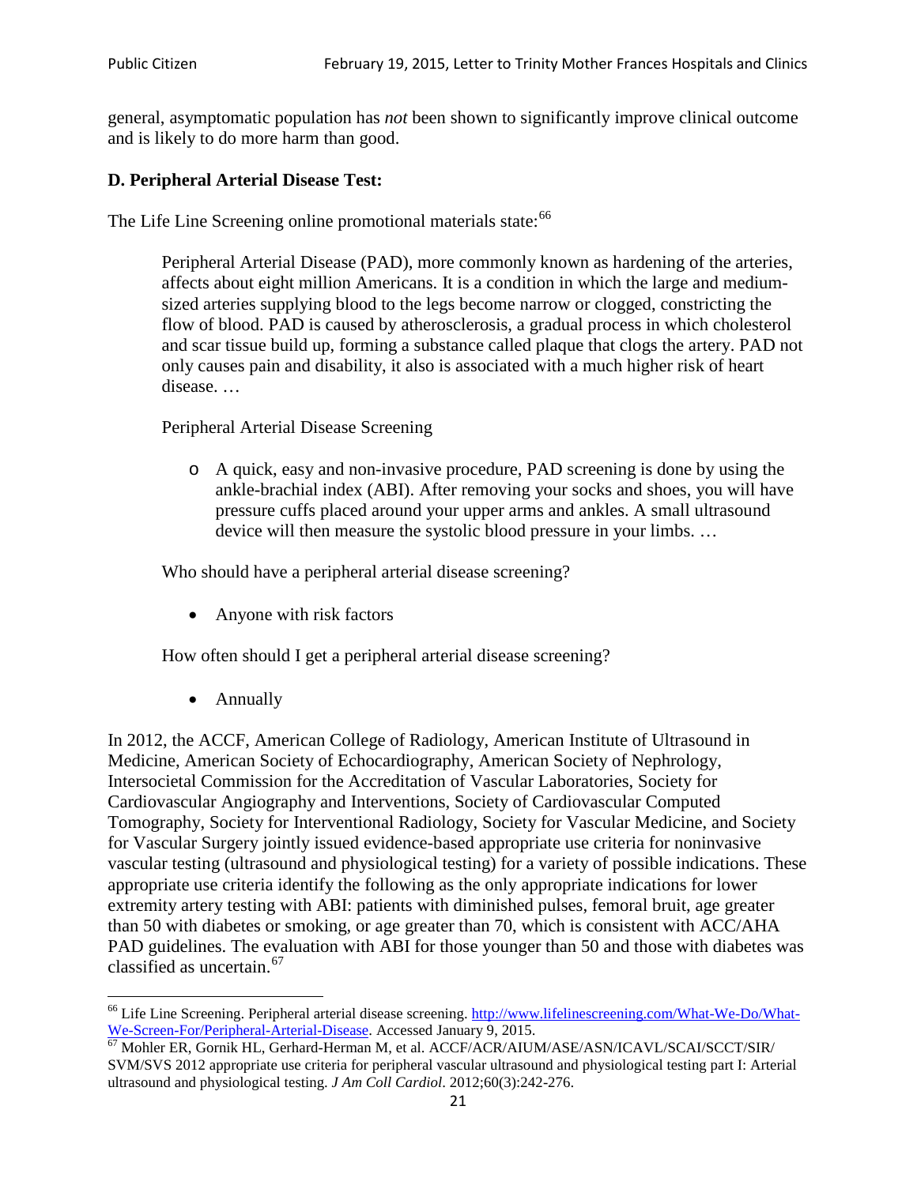general, asymptomatic population has *not* been shown to significantly improve clinical outcome and is likely to do more harm than good.

### D. Peripheral Arterial Disease Test:

The Life Line Screening online promotional materials state:[66]

> Peripheral Arterial Disease (PAD), more commonly known as hardening of the arteries, affects about eight million Americans. It is a condition in which the large and medium-sized arteries supplying blood to the legs become narrow or clogged, constricting the flow of blood. PAD is caused by atherosclerosis, a gradual process in which cholesterol and scar tissue build up, forming a substance called plaque that clogs the artery. PAD not only causes pain and disability, it also is associated with a much higher risk of heart disease. …
>
> Peripheral Arterial Disease Screening
>
> - A quick, easy and non-invasive procedure, PAD screening is done by using the ankle-brachial index (ABI). After removing your socks and shoes, you will have pressure cuffs placed around your upper arms and ankles. A small ultrasound device will then measure the systolic blood pressure in your limbs. …
>
> Who should have a peripheral arterial disease screening?
>
> - Anyone with risk factors
>
> How often should I get a peripheral arterial disease screening?
>
> - Annually

In 2012, the ACCF, American College of Radiology, American Institute of Ultrasound in Medicine, American Society of Echocardiography, American Society of Nephrology, Intersocietal Commission for the Accreditation of Vascular Laboratories, Society for Cardiovascular Angiography and Interventions, Society of Cardiovascular Computed Tomography, Society for Interventional Radiology, Society for Vascular Medicine, and Society for Vascular Surgery jointly issued evidence-based appropriate use criteria for noninvasive vascular testing (ultrasound and physiological testing) for a variety of possible indications. These appropriate use criteria identify the following as the only appropriate indications for lower extremity artery testing with ABI: patients with diminished pulses, femoral bruit, age greater than 50 with diabetes or smoking, or age greater than 70, which is consistent with ACC/AHA PAD guidelines. The evaluation with ABI for those younger than 50 and those with diabetes was classified as uncertain.[67]

---

[66] Life Line Screening. Peripheral arterial disease screening. http://www.lifelinescreening.com/What-We-Do/What-We-Screen-For/Peripheral-Arterial-Disease. Accessed January 9, 2015.

[67] Mohler ER, Gornik HL, Gerhard-Herman M, et al. ACCF/ACR/AIUM/ASE/ASN/ICAVL/SCAI/SCCT/SIR/SVM/SVS 2012 appropriate use criteria for peripheral vascular ultrasound and physiological testing part I: Arterial ultrasound and physiological testing. *J Am Coll Cardiol*. 2012;60(3):242-276.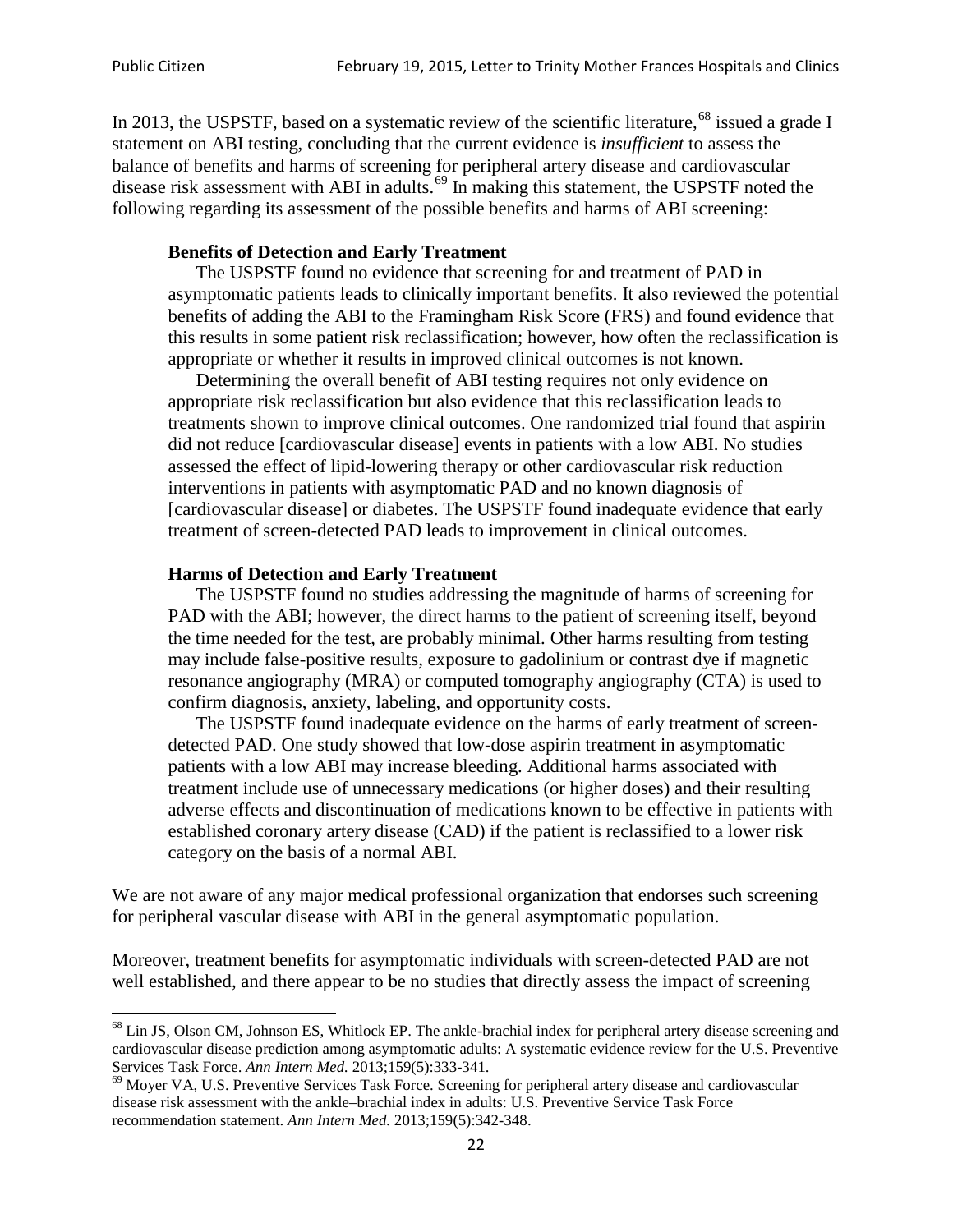In 2013, the USPSTF, based on a systematic review of the scientific literature,[68] issued a grade I statement on ABI testing, concluding that the current evidence is *insufficient* to assess the balance of benefits and harms of screening for peripheral artery disease and cardiovascular disease risk assessment with ABI in adults.[69] In making this statement, the USPSTF noted the following regarding its assessment of the possible benefits and harms of ABI screening:

> **Benefits of Detection and Early Treatment**
>
> The USPSTF found no evidence that screening for and treatment of PAD in asymptomatic patients leads to clinically important benefits. It also reviewed the potential benefits of adding the ABI to the Framingham Risk Score (FRS) and found evidence that this results in some patient risk reclassification; however, how often the reclassification is appropriate or whether it results in improved clinical outcomes is not known.
>
> Determining the overall benefit of ABI testing requires not only evidence on appropriate risk reclassification but also evidence that this reclassification leads to treatments shown to improve clinical outcomes. One randomized trial found that aspirin did not reduce [cardiovascular disease] events in patients with a low ABI. No studies assessed the effect of lipid-lowering therapy or other cardiovascular risk reduction interventions in patients with asymptomatic PAD and no known diagnosis of [cardiovascular disease] or diabetes. The USPSTF found inadequate evidence that early treatment of screen-detected PAD leads to improvement in clinical outcomes.
>
> **Harms of Detection and Early Treatment**
>
> The USPSTF found no studies addressing the magnitude of harms of screening for PAD with the ABI; however, the direct harms to the patient of screening itself, beyond the time needed for the test, are probably minimal. Other harms resulting from testing may include false-positive results, exposure to gadolinium or contrast dye if magnetic resonance angiography (MRA) or computed tomography angiography (CTA) is used to confirm diagnosis, anxiety, labeling, and opportunity costs.
>
> The USPSTF found inadequate evidence on the harms of early treatment of screen-detected PAD. One study showed that low-dose aspirin treatment in asymptomatic patients with a low ABI may increase bleeding. Additional harms associated with treatment include use of unnecessary medications (or higher doses) and their resulting adverse effects and discontinuation of medications known to be effective in patients with established coronary artery disease (CAD) if the patient is reclassified to a lower risk category on the basis of a normal ABI.

We are not aware of any major medical professional organization that endorses such screening for peripheral vascular disease with ABI in the general asymptomatic population.

Moreover, treatment benefits for asymptomatic individuals with screen-detected PAD are not well established, and there appear to be no studies that directly assess the impact of screening

---

[68] Lin JS, Olson CM, Johnson ES, Whitlock EP. The ankle-brachial index for peripheral artery disease screening and cardiovascular disease prediction among asymptomatic adults: A systematic evidence review for the U.S. Preventive Services Task Force. *Ann Intern Med.* 2013;159(5):333-341.

[69] Moyer VA, U.S. Preventive Services Task Force. Screening for peripheral artery disease and cardiovascular disease risk assessment with the ankle–brachial index in adults: U.S. Preventive Service Task Force recommendation statement. *Ann Intern Med.* 2013;159(5):342-348.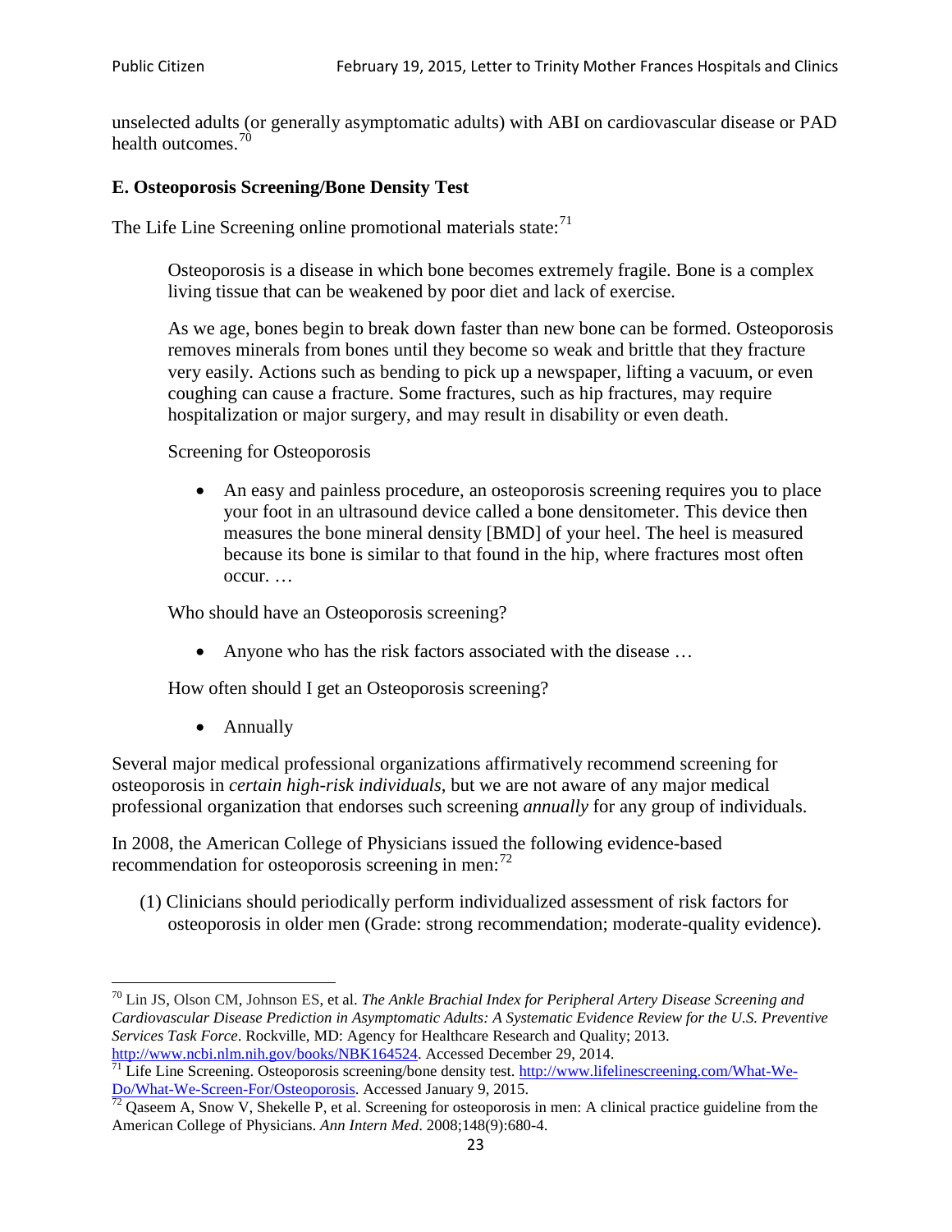unselected adults (or generally asymptomatic adults) with ABI on cardiovascular disease or PAD health outcomes.[70]

### E. Osteoporosis Screening/Bone Density Test

The Life Line Screening online promotional materials state:[71]

> Osteoporosis is a disease in which bone becomes extremely fragile. Bone is a complex living tissue that can be weakened by poor diet and lack of exercise.
>
> As we age, bones begin to break down faster than new bone can be formed. Osteoporosis removes minerals from bones until they become so weak and brittle that they fracture very easily. Actions such as bending to pick up a newspaper, lifting a vacuum, or even coughing can cause a fracture. Some fractures, such as hip fractures, may require hospitalization or major surgery, and may result in disability or even death.
>
> Screening for Osteoporosis
>
> - An easy and painless procedure, an osteoporosis screening requires you to place your foot in an ultrasound device called a bone densitometer. This device then measures the bone mineral density [BMD] of your heel. The heel is measured because its bone is similar to that found in the hip, where fractures most often occur. …
>
> Who should have an Osteoporosis screening?
>
> - Anyone who has the risk factors associated with the disease …
>
> How often should I get an Osteoporosis screening?
>
> - Annually

Several major medical professional organizations affirmatively recommend screening for osteoporosis in *certain high-risk individuals*, but we are not aware of any major medical professional organization that endorses such screening *annually* for any group of individuals.

In 2008, the American College of Physicians issued the following evidence-based recommendation for osteoporosis screening in men:[72]

(1) Clinicians should periodically perform individualized assessment of risk factors for osteoporosis in older men (Grade: strong recommendation; moderate-quality evidence).

---

[70] Lin JS, Olson CM, Johnson ES, et al. *The Ankle Brachial Index for Peripheral Artery Disease Screening and Cardiovascular Disease Prediction in Asymptomatic Adults: A Systematic Evidence Review for the U.S. Preventive Services Task Force*. Rockville, MD: Agency for Healthcare Research and Quality; 2013. http://www.ncbi.nlm.nih.gov/books/NBK164524. Accessed December 29, 2014.

[71] Life Line Screening. Osteoporosis screening/bone density test. http://www.lifelinescreening.com/What-We-Do/What-We-Screen-For/Osteoporosis. Accessed January 9, 2015.

[72] Qaseem A, Snow V, Shekelle P, et al. Screening for osteoporosis in men: A clinical practice guideline from the American College of Physicians. *Ann Intern Med*. 2008;148(9):680-4.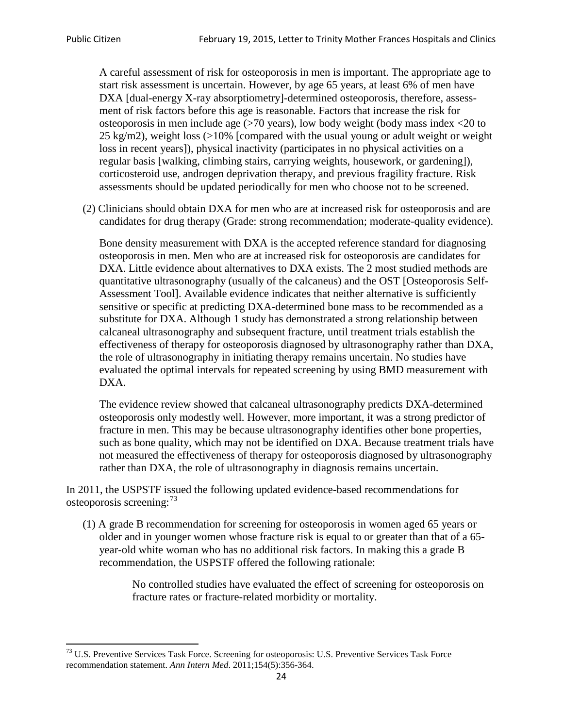A careful assessment of risk for osteoporosis in men is important. The appropriate age to start risk assessment is uncertain. However, by age 65 years, at least 6% of men have DXA [dual-energy X-ray absorptiometry]-determined osteoporosis, therefore, assessment of risk factors before this age is reasonable. Factors that increase the risk for osteoporosis in men include age (>70 years), low body weight (body mass index <20 to 25 kg/m2), weight loss (>10% [compared with the usual young or adult weight or weight loss in recent years]), physical inactivity (participates in no physical activities on a regular basis [walking, climbing stairs, carrying weights, housework, or gardening]), corticosteroid use, androgen deprivation therapy, and previous fragility fracture. Risk assessments should be updated periodically for men who choose not to be screened.

(2) Clinicians should obtain DXA for men who are at increased risk for osteoporosis and are candidates for drug therapy (Grade: strong recommendation; moderate-quality evidence).

Bone density measurement with DXA is the accepted reference standard for diagnosing osteoporosis in men. Men who are at increased risk for osteoporosis are candidates for DXA. Little evidence about alternatives to DXA exists. The 2 most studied methods are quantitative ultrasonography (usually of the calcaneus) and the OST [Osteoporosis Self-Assessment Tool]. Available evidence indicates that neither alternative is sufficiently sensitive or specific at predicting DXA-determined bone mass to be recommended as a substitute for DXA. Although 1 study has demonstrated a strong relationship between calcaneal ultrasonography and subsequent fracture, until treatment trials establish the effectiveness of therapy for osteoporosis diagnosed by ultrasonography rather than DXA, the role of ultrasonography in initiating therapy remains uncertain. No studies have evaluated the optimal intervals for repeated screening by using BMD measurement with DXA.

The evidence review showed that calcaneal ultrasonography predicts DXA-determined osteoporosis only modestly well. However, more important, it was a strong predictor of fracture in men. This may be because ultrasonography identifies other bone properties, such as bone quality, which may not be identified on DXA. Because treatment trials have not measured the effectiveness of therapy for osteoporosis diagnosed by ultrasonography rather than DXA, the role of ultrasonography in diagnosis remains uncertain.

In 2011, the USPSTF issued the following updated evidence-based recommendations for osteoporosis screening:[73]

(1) A grade B recommendation for screening for osteoporosis in women aged 65 years or older and in younger women whose fracture risk is equal to or greater than that of a 65-year-old white woman who has no additional risk factors. In making this a grade B recommendation, the USPSTF offered the following rationale:

> No controlled studies have evaluated the effect of screening for osteoporosis on fracture rates or fracture-related morbidity or mortality.

[73] U.S. Preventive Services Task Force. Screening for osteoporosis: U.S. Preventive Services Task Force recommendation statement. *Ann Intern Med*. 2011;154(5):356-364.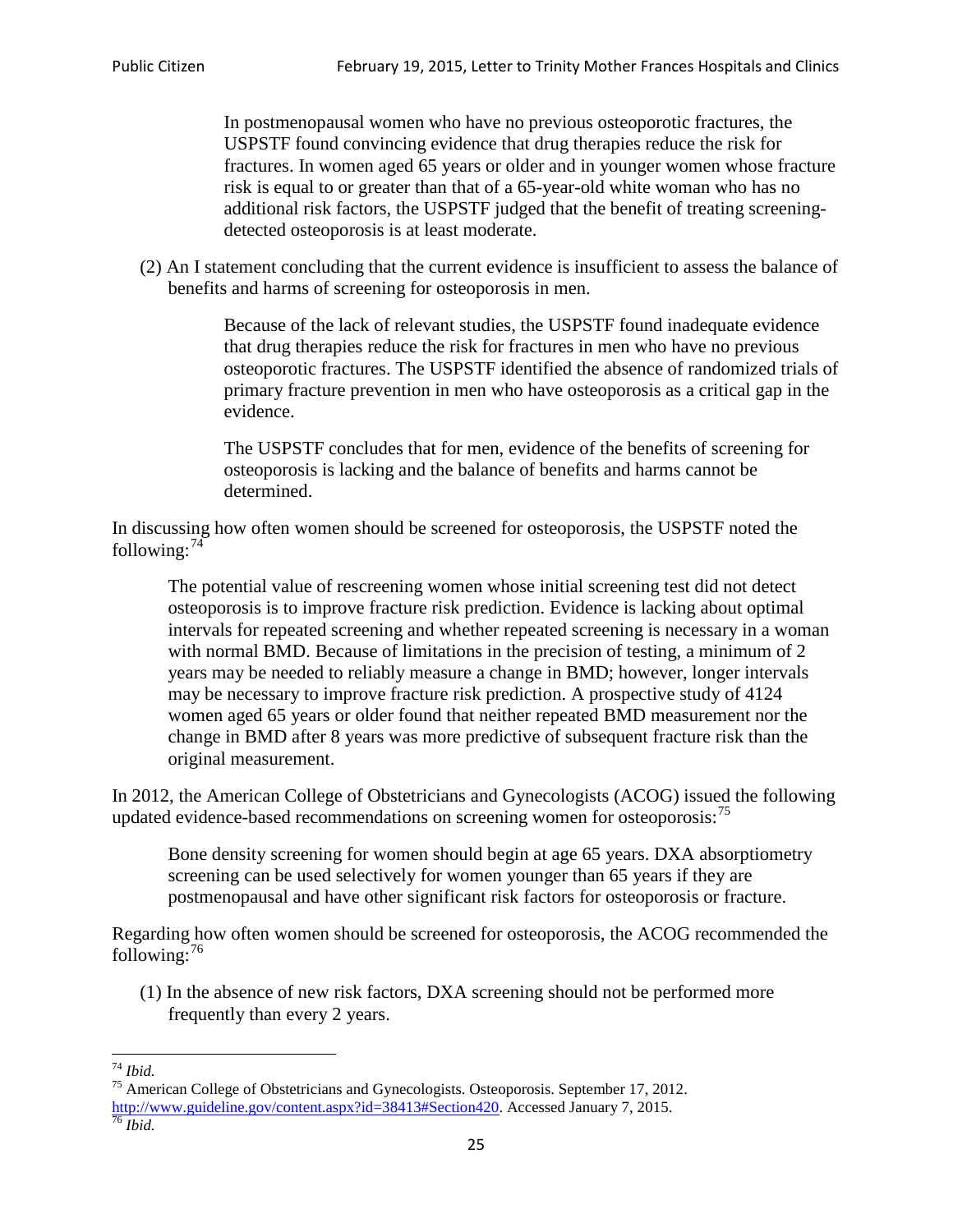> In postmenopausal women who have no previous osteoporotic fractures, the USPSTF found convincing evidence that drug therapies reduce the risk for fractures. In women aged 65 years or older and in younger women whose fracture risk is equal to or greater than that of a 65-year-old white woman who has no additional risk factors, the USPSTF judged that the benefit of treating screening-detected osteoporosis is at least moderate.

(2) An I statement concluding that the current evidence is insufficient to assess the balance of benefits and harms of screening for osteoporosis in men.

> Because of the lack of relevant studies, the USPSTF found inadequate evidence that drug therapies reduce the risk for fractures in men who have no previous osteoporotic fractures. The USPSTF identified the absence of randomized trials of primary fracture prevention in men who have osteoporosis as a critical gap in the evidence.
>
> The USPSTF concludes that for men, evidence of the benefits of screening for osteoporosis is lacking and the balance of benefits and harms cannot be determined.

In discussing how often women should be screened for osteoporosis, the USPSTF noted the following:[74]

> The potential value of rescreening women whose initial screening test did not detect osteoporosis is to improve fracture risk prediction. Evidence is lacking about optimal intervals for repeated screening and whether repeated screening is necessary in a woman with normal BMD. Because of limitations in the precision of testing, a minimum of 2 years may be needed to reliably measure a change in BMD; however, longer intervals may be necessary to improve fracture risk prediction. A prospective study of 4124 women aged 65 years or older found that neither repeated BMD measurement nor the change in BMD after 8 years was more predictive of subsequent fracture risk than the original measurement.

In 2012, the American College of Obstetricians and Gynecologists (ACOG) issued the following updated evidence-based recommendations on screening women for osteoporosis:[75]

> Bone density screening for women should begin at age 65 years. DXA absorptiometry screening can be used selectively for women younger than 65 years if they are postmenopausal and have other significant risk factors for osteoporosis or fracture.

Regarding how often women should be screened for osteoporosis, the ACOG recommended the following:[76]

(1) In the absence of new risk factors, DXA screening should not be performed more frequently than every 2 years.

---

[74] *Ibid.*

[75] American College of Obstetricians and Gynecologists. Osteoporosis. September 17, 2012. http://www.guideline.gov/content.aspx?id=38413#Section420. Accessed January 7, 2015.

[76] *Ibid.*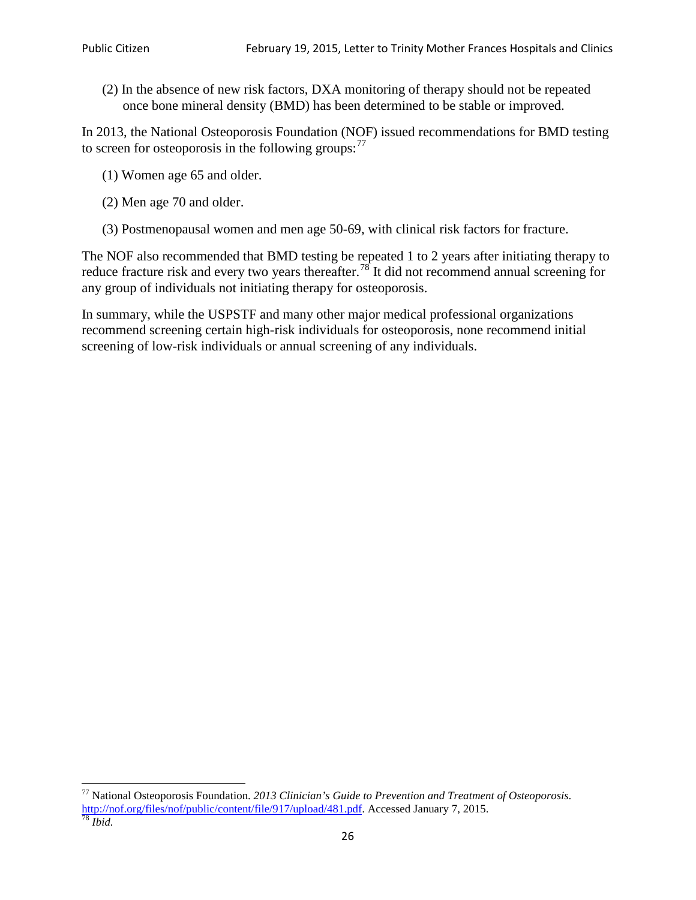(2) In the absence of new risk factors, DXA monitoring of therapy should not be repeated once bone mineral density (BMD) has been determined to be stable or improved.

In 2013, the National Osteoporosis Foundation (NOF) issued recommendations for BMD testing to screen for osteoporosis in the following groups:[77]

(1) Women age 65 and older.

(2) Men age 70 and older.

(3) Postmenopausal women and men age 50-69, with clinical risk factors for fracture.

The NOF also recommended that BMD testing be repeated 1 to 2 years after initiating therapy to reduce fracture risk and every two years thereafter.[78] It did not recommend annual screening for any group of individuals not initiating therapy for osteoporosis.

In summary, while the USPSTF and many other major medical professional organizations recommend screening certain high-risk individuals for osteoporosis, none recommend initial screening of low-risk individuals or annual screening of any individuals.

---

[77] National Osteoporosis Foundation. *2013 Clinician's Guide to Prevention and Treatment of Osteoporosis*. http://nof.org/files/nof/public/content/file/917/upload/481.pdf. Accessed January 7, 2015.

[78] *Ibid.*